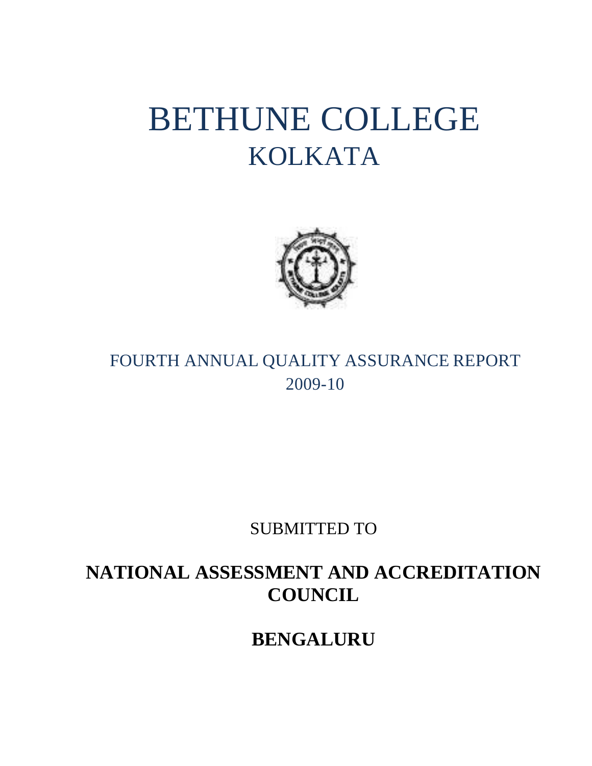# BETHUNE COLLEGE
## KOLKATA

FOURTH ANNUAL QUALITY ASSURANCE REPORT
2009-10

SUBMITTED TO

**NATIONAL ASSESSMENT AND ACCREDITATION COUNCIL**

**BENGALURU**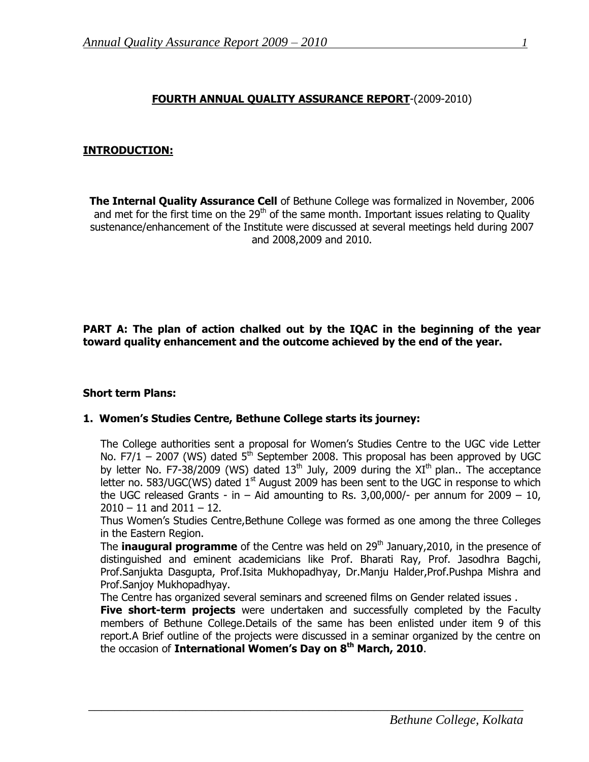## FOURTH ANNUAL QUALITY ASSURANCE REPORT-(2009-2010)

### INTRODUCTION:

**The Internal Quality Assurance Cell** of Bethune College was formalized in November, 2006 and met for the first time on the 29th of the same month. Important issues relating to Quality sustenance/enhancement of the Institute were discussed at several meetings held during 2007 and 2008,2009 and 2010.

**PART A: The plan of action chalked out by the IQAC in the beginning of the year toward quality enhancement and the outcome achieved by the end of the year.**

**Short term Plans:**

**1. Women's Studies Centre, Bethune College starts its journey:**

The College authorities sent a proposal for Women's Studies Centre to the UGC vide Letter No. F7/1 – 2007 (WS) dated 5th September 2008. This proposal has been approved by UGC by letter No. F7-38/2009 (WS) dated 13th July, 2009 during the XIth plan.. The acceptance letter no. 583/UGC(WS) dated 1st August 2009 has been sent to the UGC in response to which the UGC released Grants - in – Aid amounting to Rs. 3,00,000/- per annum for 2009 – 10, 2010 – 11 and 2011 – 12.

Thus Women's Studies Centre,Bethune College was formed as one among the three Colleges in the Eastern Region.

The **inaugural programme** of the Centre was held on 29th January,2010, in the presence of distinguished and eminent academicians like Prof. Bharati Ray, Prof. Jasodhra Bagchi, Prof.Sanjukta Dasgupta, Prof.Isita Mukhopadhyay, Dr.Manju Halder,Prof.Pushpa Mishra and Prof.Sanjoy Mukhopadhyay.

The Centre has organized several seminars and screened films on Gender related issues .

**Five short-term projects** were undertaken and successfully completed by the Faculty members of Bethune College.Details of the same has been enlisted under item 9 of this report.A Brief outline of the projects were discussed in a seminar organized by the centre on the occasion of **International Women's Day on 8th March, 2010**.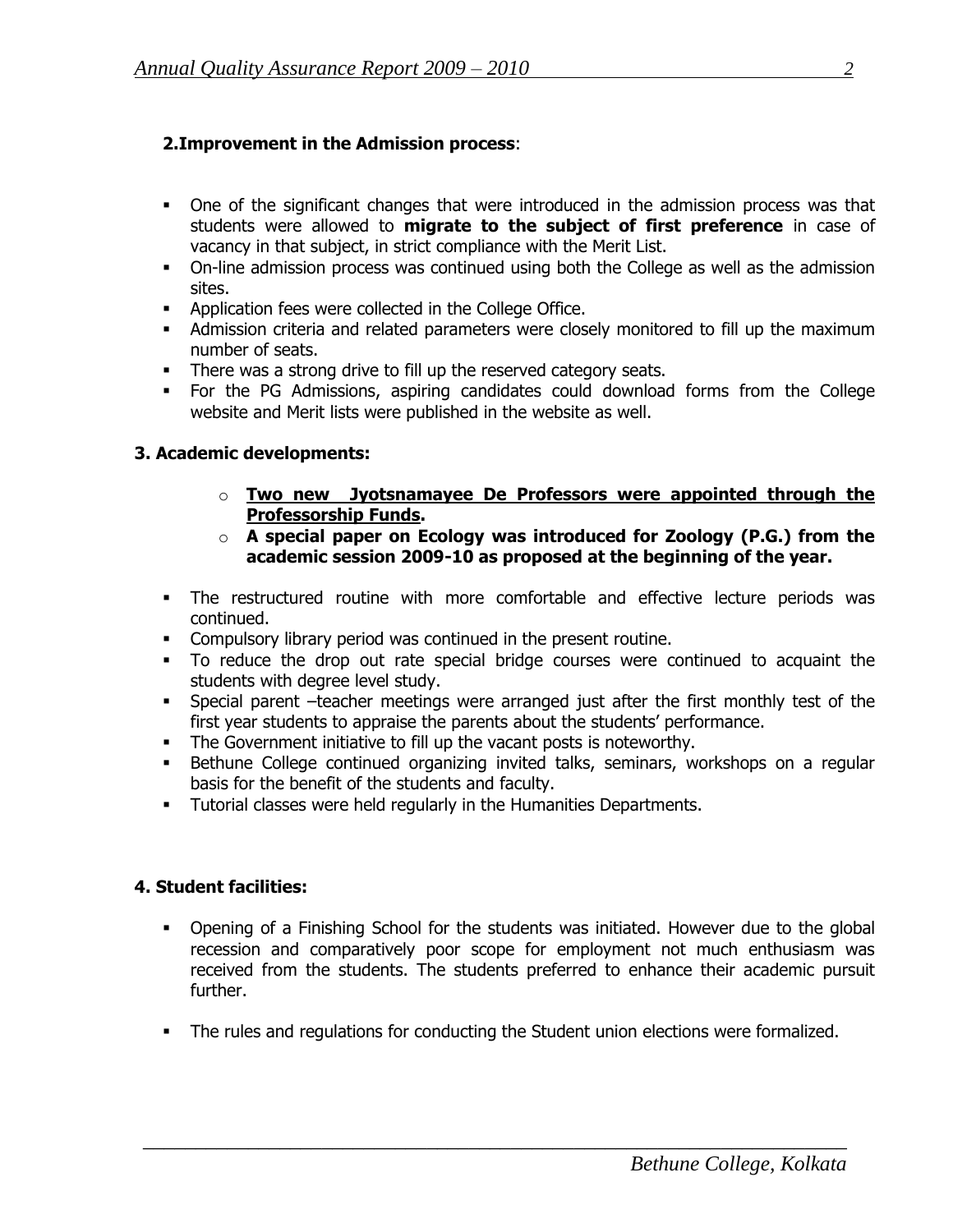**2.Improvement in the Admission process**:

- One of the significant changes that were introduced in the admission process was that students were allowed to **migrate to the subject of first preference** in case of vacancy in that subject, in strict compliance with the Merit List.
- On-line admission process was continued using both the College as well as the admission sites.
- Application fees were collected in the College Office.
- Admission criteria and related parameters were closely monitored to fill up the maximum number of seats.
- There was a strong drive to fill up the reserved category seats.
- For the PG Admissions, aspiring candidates could download forms from the College website and Merit lists were published in the website as well.

**3. Academic developments:**

- **<u>Two new Jyotsnamayee De Professors were appointed through the Professorship Funds</u>.**
- **A special paper on Ecology was introduced for Zoology (P.G.) from the academic session 2009-10 as proposed at the beginning of the year.**

- The restructured routine with more comfortable and effective lecture periods was continued.
- Compulsory library period was continued in the present routine.
- To reduce the drop out rate special bridge courses were continued to acquaint the students with degree level study.
- Special parent –teacher meetings were arranged just after the first monthly test of the first year students to appraise the parents about the students' performance.
- The Government initiative to fill up the vacant posts is noteworthy.
- Bethune College continued organizing invited talks, seminars, workshops on a regular basis for the benefit of the students and faculty.
- Tutorial classes were held regularly in the Humanities Departments.

**4. Student facilities:**

- Opening of a Finishing School for the students was initiated. However due to the global recession and comparatively poor scope for employment not much enthusiasm was received from the students. The students preferred to enhance their academic pursuit further.

- The rules and regulations for conducting the Student union elections were formalized.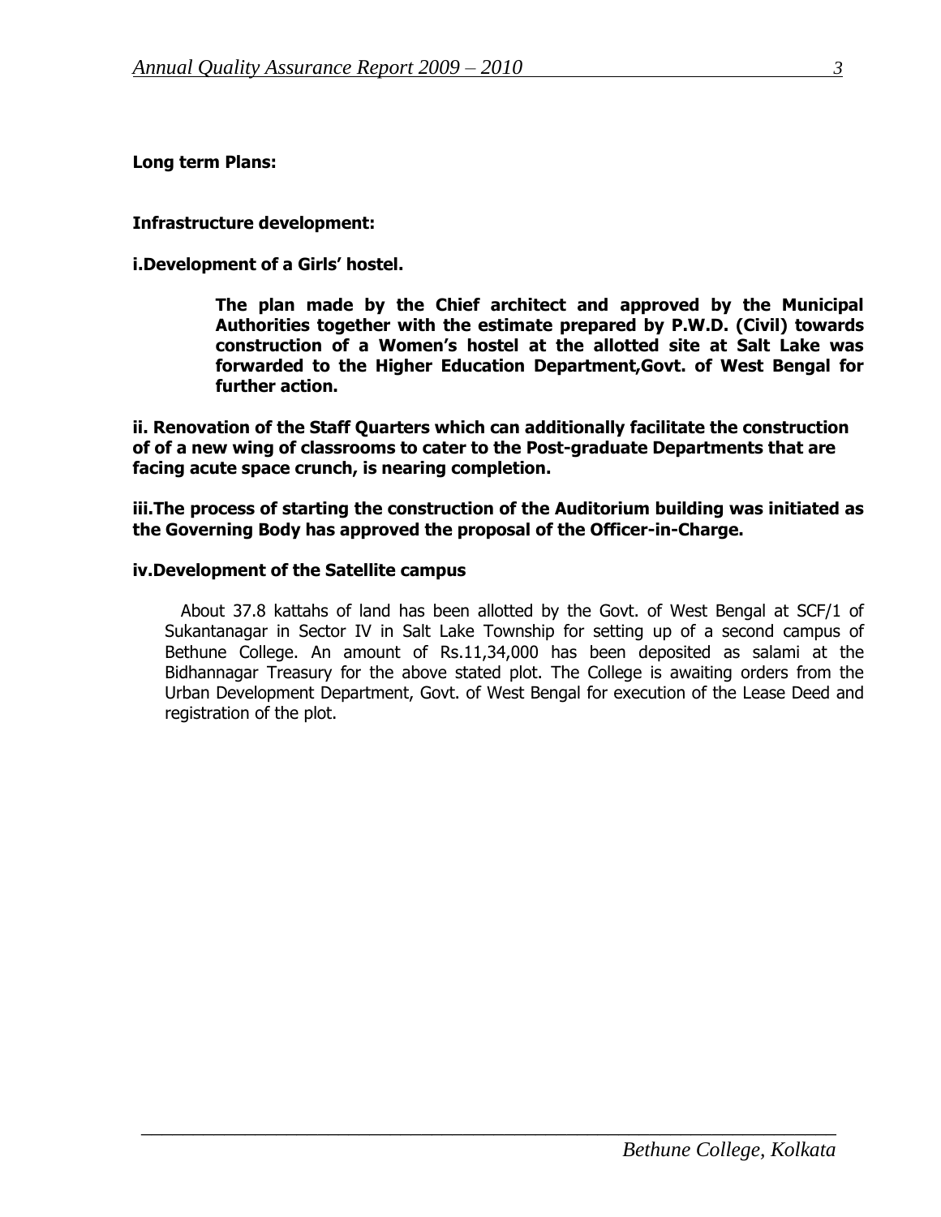**Long term Plans:**

**Infrastructure development:**

**i.Development of a Girls' hostel.**

> **The plan made by the Chief architect and approved by the Municipal Authorities together with the estimate prepared by P.W.D. (Civil) towards construction of a Women's hostel at the allotted site at Salt Lake was forwarded to the Higher Education Department,Govt. of West Bengal for further action.**

**ii. Renovation of the Staff Quarters which can additionally facilitate the construction of of a new wing of classrooms to cater to the Post-graduate Departments that are facing acute space crunch, is nearing completion.**

**iii.The process of starting the construction of the Auditorium building was initiated as the Governing Body has approved the proposal of the Officer-in-Charge.**

**iv.Development of the Satellite campus**

About 37.8 kattahs of land has been allotted by the Govt. of West Bengal at SCF/1 of Sukantanagar in Sector IV in Salt Lake Township for setting up of a second campus of Bethune College. An amount of Rs.11,34,000 has been deposited as salami at the Bidhannagar Treasury for the above stated plot. The College is awaiting orders from the Urban Development Department, Govt. of West Bengal for execution of the Lease Deed and registration of the plot.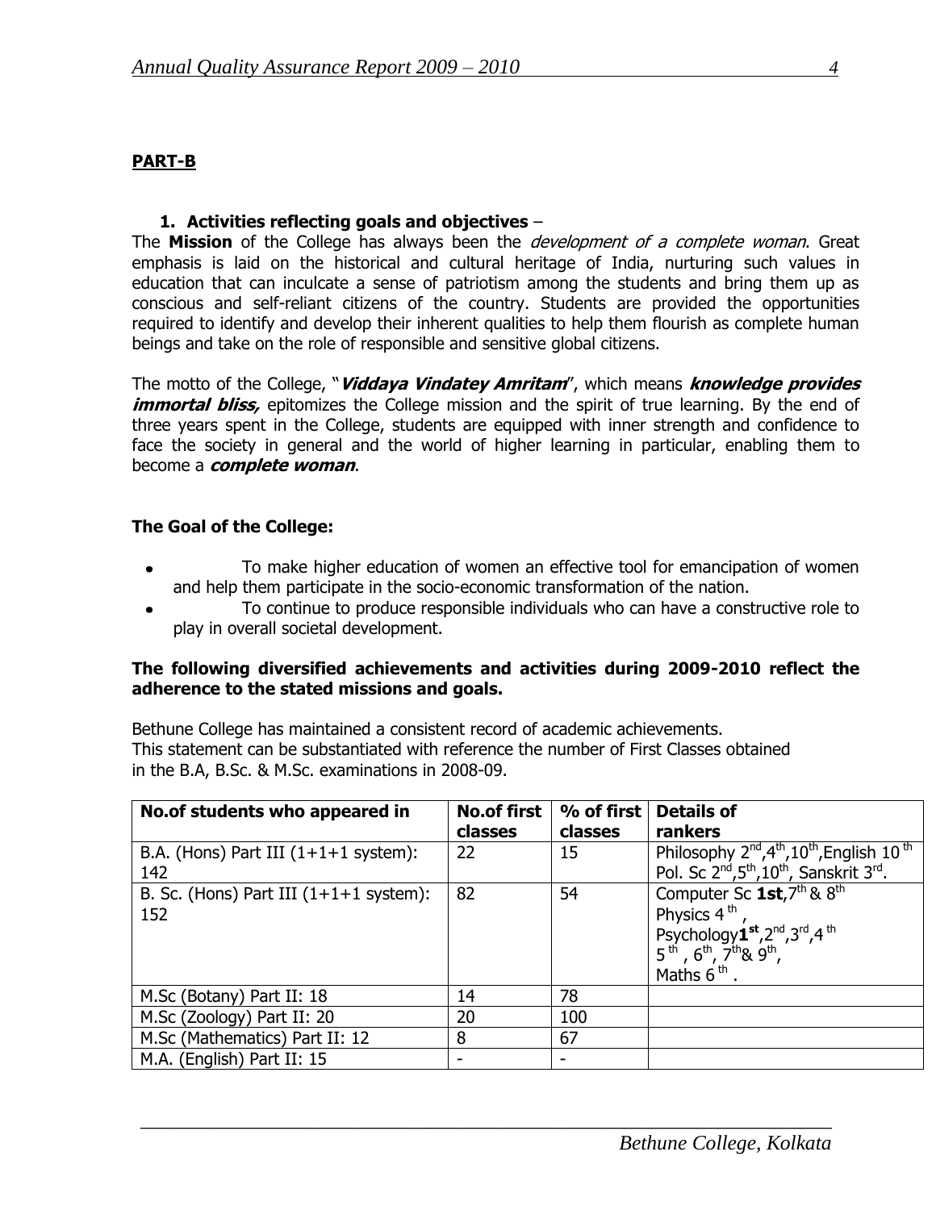## PART-B

### 1. Activities reflecting goals and objectives –

The **Mission** of the College has always been the *development of a complete woman*. Great emphasis is laid on the historical and cultural heritage of India, nurturing such values in education that can inculcate a sense of patriotism among the students and bring them up as conscious and self-reliant citizens of the country. Students are provided the opportunities required to identify and develop their inherent qualities to help them flourish as complete human beings and take on the role of responsible and sensitive global citizens.

The motto of the College, "***Viddaya Vindatey Amritam***", which means ***knowledge provides immortal bliss,*** epitomizes the College mission and the spirit of true learning. By the end of three years spent in the College, students are equipped with inner strength and confidence to face the society in general and the world of higher learning in particular, enabling them to become a ***complete woman***.

**The Goal of the College:**

- To make higher education of women an effective tool for emancipation of women and help them participate in the socio-economic transformation of the nation.
- To continue to produce responsible individuals who can have a constructive role to play in overall societal development.

**The following diversified achievements and activities during 2009-2010 reflect the adherence to the stated missions and goals.**

Bethune College has maintained a consistent record of academic achievements.
This statement can be substantiated with reference the number of First Classes obtained in the B.A, B.Sc. & M.Sc. examinations in 2008-09.

| No.of students who appeared in | No.of first classes | % of first classes | Details of rankers |
|---|---|---|---|
| B.A. (Hons) Part III (1+1+1 system): 142 | 22 | 15 | Philosophy 2nd,4th,10th,English 10th Pol. Sc 2nd,5th,10th, Sanskrit 3rd. |
| B. Sc. (Hons) Part III (1+1+1 system): 152 | 82 | 54 | Computer Sc **1st**,7th & 8th Physics 4th, Psychology**1st**,2nd,3rd,4th 5th, 6th, 7th& 9th, Maths 6th. |
| M.Sc (Botany) Part II: 18 | 14 | 78 | |
| M.Sc (Zoology) Part II: 20 | 20 | 100 | |
| M.Sc (Mathematics) Part II: 12 | 8 | 67 | |
| M.A. (English) Part II: 15 | - | - | |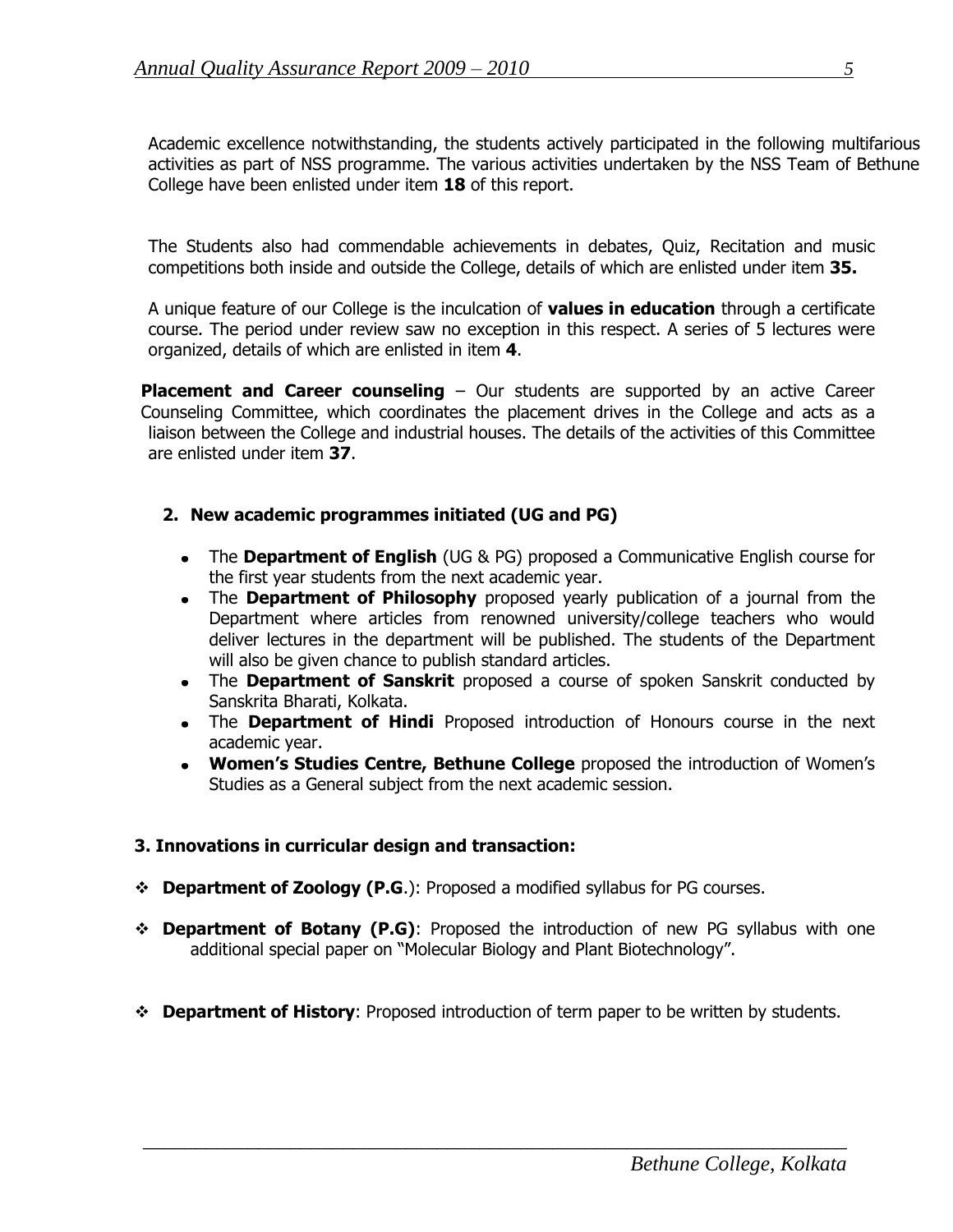Academic excellence notwithstanding, the students actively participated in the following multifarious activities as part of NSS programme. The various activities undertaken by the NSS Team of Bethune College have been enlisted under item **18** of this report.

The Students also had commendable achievements in debates, Quiz, Recitation and music competitions both inside and outside the College, details of which are enlisted under item **35.**

A unique feature of our College is the inculcation of **values in education** through a certificate course. The period under review saw no exception in this respect. A series of 5 lectures were organized, details of which are enlisted in item **4**.

**Placement and Career counseling** – Our students are supported by an active Career Counseling Committee, which coordinates the placement drives in the College and acts as a liaison between the College and industrial houses. The details of the activities of this Committee are enlisted under item **37**.

## 2. New academic programmes initiated (UG and PG)

- The **Department of English** (UG & PG) proposed a Communicative English course for the first year students from the next academic year.
- The **Department of Philosophy** proposed yearly publication of a journal from the Department where articles from renowned university/college teachers who would deliver lectures in the department will be published. The students of the Department will also be given chance to publish standard articles.
- The **Department of Sanskrit** proposed a course of spoken Sanskrit conducted by Sanskrita Bharati, Kolkata.
- The **Department of Hindi** Proposed introduction of Honours course in the next academic year.
- **Women's Studies Centre, Bethune College** proposed the introduction of Women's Studies as a General subject from the next academic session.

## 3. Innovations in curricular design and transaction:

- **Department of Zoology (P.G**.): Proposed a modified syllabus for PG courses.
- **Department of Botany (P.G)**: Proposed the introduction of new PG syllabus with one additional special paper on "Molecular Biology and Plant Biotechnology".
- **Department of History**: Proposed introduction of term paper to be written by students.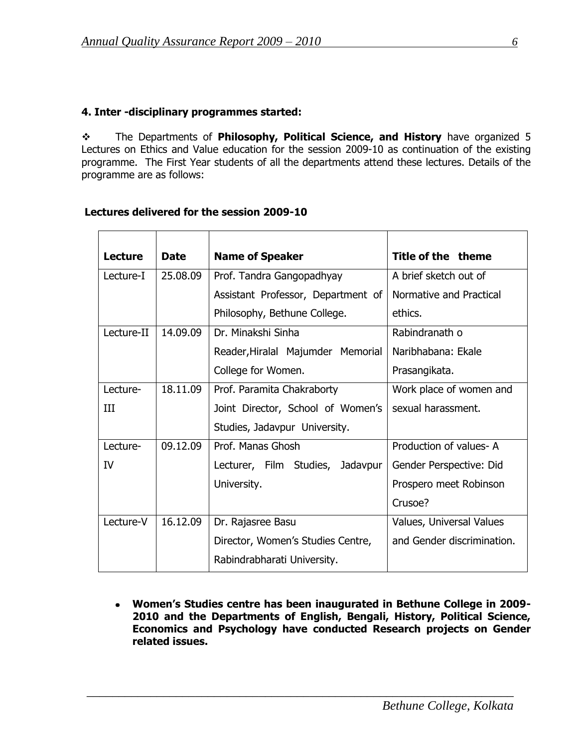**4. Inter -disciplinary programmes started:**

❖ The Departments of **Philosophy, Political Science, and History** have organized 5 Lectures on Ethics and Value education for the session 2009-10 as continuation of the existing programme. The First Year students of all the departments attend these lectures. Details of the programme are as follows:

**Lectures delivered for the session 2009-10**

| Lecture | Date | Name of Speaker | Title of the theme |
|---|---|---|---|
| Lecture-I | 25.08.09 | Prof. Tandra Gangopadhyay Assistant Professor, Department of Philosophy, Bethune College. | A brief sketch out of Normative and Practical ethics. |
| Lecture-II | 14.09.09 | Dr. Minakshi Sinha Reader,Hiralal Majumder Memorial College for Women. | Rabindranath o Naribhabana: Ekale Prasangikata. |
| Lecture-III | 18.11.09 | Prof. Paramita Chakraborty Joint Director, School of Women's Studies, Jadavpur University. | Work place of women and sexual harassment. |
| Lecture-IV | 09.12.09 | Prof. Manas Ghosh Lecturer, Film Studies, Jadavpur University. | Production of values- A Gender Perspective: Did Prospero meet Robinson Crusoe? |
| Lecture-V | 16.12.09 | Dr. Rajasree Basu Director, Women's Studies Centre, Rabindrabharati University. | Values, Universal Values and Gender discrimination. |

- **Women's Studies centre has been inaugurated in Bethune College in 2009-2010 and the Departments of English, Bengali, History, Political Science, Economics and Psychology have conducted Research projects on Gender related issues.**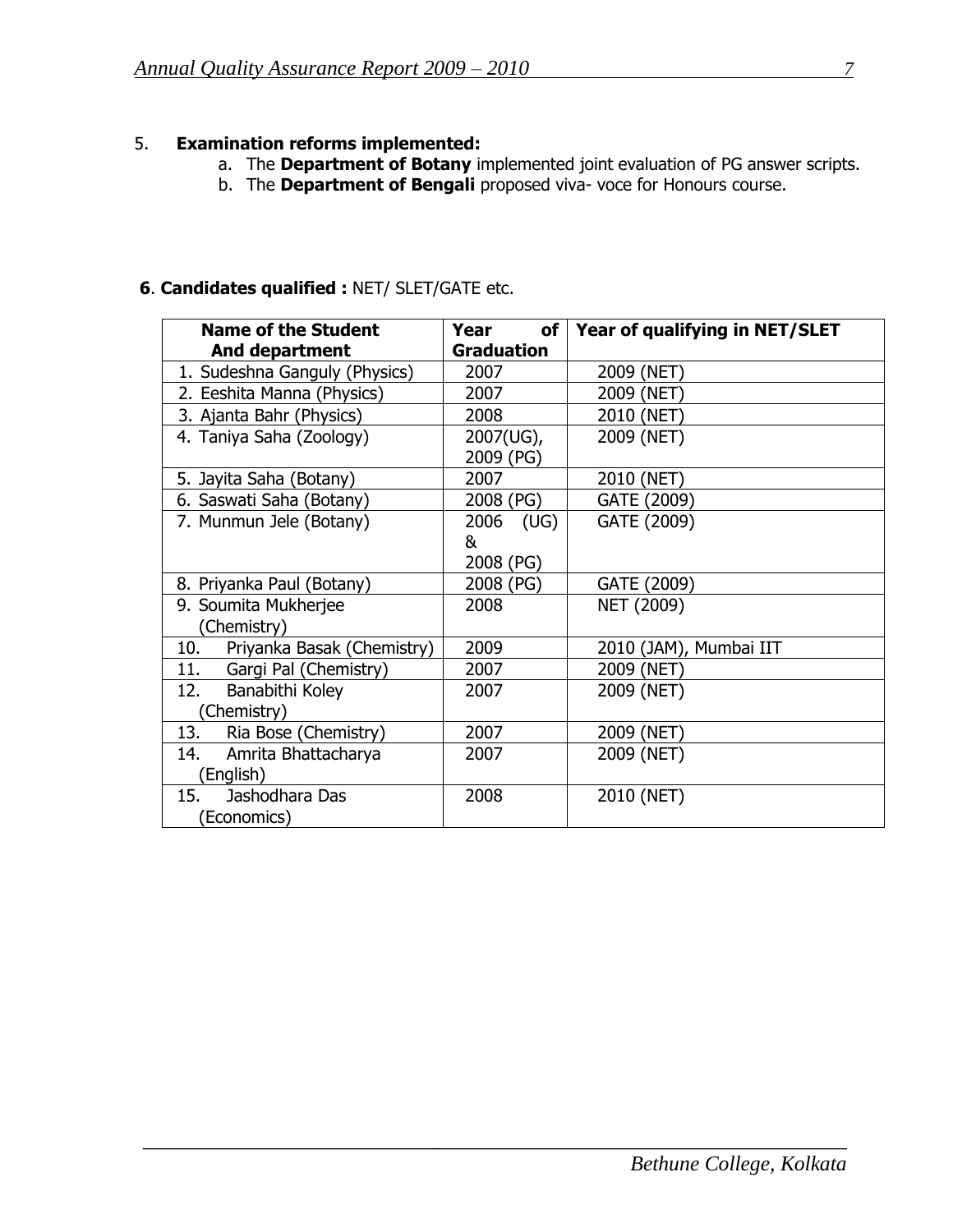5. **Examination reforms implemented:**
   a. The **Department of Botany** implemented joint evaluation of PG answer scripts.
   b. The **Department of Bengali** proposed viva- voce for Honours course.

**6**. **Candidates qualified :** NET/ SLET/GATE etc.

| Name of the Student And department | Year of Graduation | Year of qualifying in NET/SLET |
|---|---|---|
| 1. Sudeshna Ganguly (Physics) | 2007 | 2009 (NET) |
| 2. Eeshita Manna (Physics) | 2007 | 2009 (NET) |
| 3. Ajanta Bahr (Physics) | 2008 | 2010 (NET) |
| 4. Taniya Saha (Zoology) | 2007(UG), 2009 (PG) | 2009 (NET) |
| 5. Jayita Saha (Botany) | 2007 | 2010 (NET) |
| 6. Saswati Saha (Botany) | 2008 (PG) | GATE (2009) |
| 7. Munmun Jele (Botany) | 2006 (UG) & 2008 (PG) | GATE (2009) |
| 8. Priyanka Paul (Botany) | 2008 (PG) | GATE (2009) |
| 9. Soumita Mukherjee (Chemistry) | 2008 | NET (2009) |
| 10. Priyanka Basak (Chemistry) | 2009 | 2010 (JAM), Mumbai IIT |
| 11. Gargi Pal (Chemistry) | 2007 | 2009 (NET) |
| 12. Banabithi Koley (Chemistry) | 2007 | 2009 (NET) |
| 13. Ria Bose (Chemistry) | 2007 | 2009 (NET) |
| 14. Amrita Bhattacharya (English) | 2007 | 2009 (NET) |
| 15. Jashodhara Das (Economics) | 2008 | 2010 (NET) |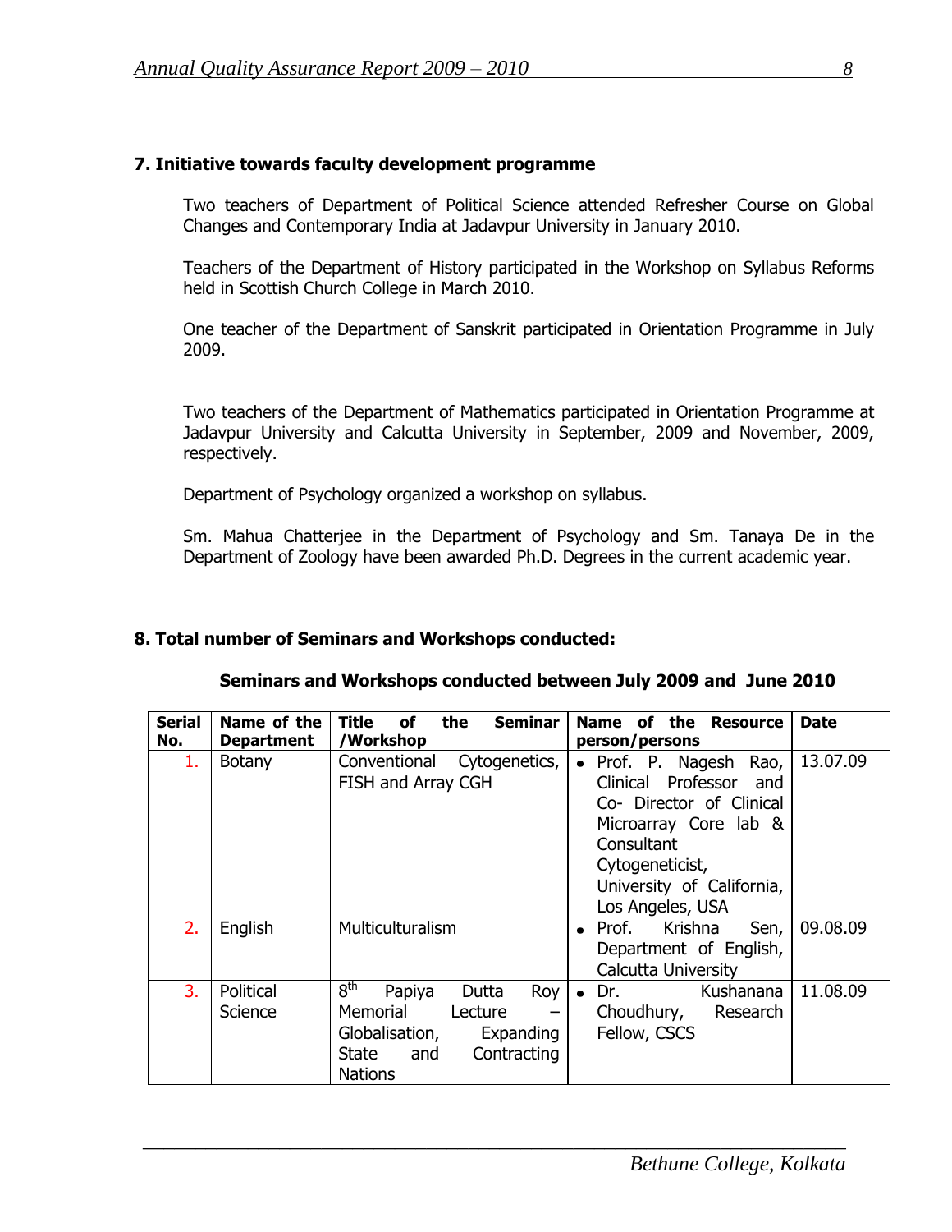## 7. Initiative towards faculty development programme

Two teachers of Department of Political Science attended Refresher Course on Global Changes and Contemporary India at Jadavpur University in January 2010.

Teachers of the Department of History participated in the Workshop on Syllabus Reforms held in Scottish Church College in March 2010.

One teacher of the Department of Sanskrit participated in Orientation Programme in July 2009.

Two teachers of the Department of Mathematics participated in Orientation Programme at Jadavpur University and Calcutta University in September, 2009 and November, 2009, respectively.

Department of Psychology organized a workshop on syllabus.

Sm. Mahua Chatterjee in the Department of Psychology and Sm. Tanaya De in the Department of Zoology have been awarded Ph.D. Degrees in the current academic year.

## 8. Total number of Seminars and Workshops conducted:

**Seminars and Workshops conducted between July 2009 and June 2010**

| Serial No. | Name of the Department | Title of the Seminar /Workshop | Name of the Resource person/persons | Date |
|---|---|---|---|---|
| 1. | Botany | Conventional Cytogenetics, FISH and Array CGH | • Prof. P. Nagesh Rao, Clinical Professor and Co- Director of Clinical Microarray Core lab & Consultant Cytogeneticist, University of California, Los Angeles, USA | 13.07.09 |
| 2. | English | Multiculturalism | • Prof. Krishna Sen, Department of English, Calcutta University | 09.08.09 |
| 3. | Political Science | 8th Papiya Dutta Roy Memorial Lecture – Globalisation, Expanding State and Contracting Nations | • Dr. Kushanana Choudhury, Research Fellow, CSCS | 11.08.09 |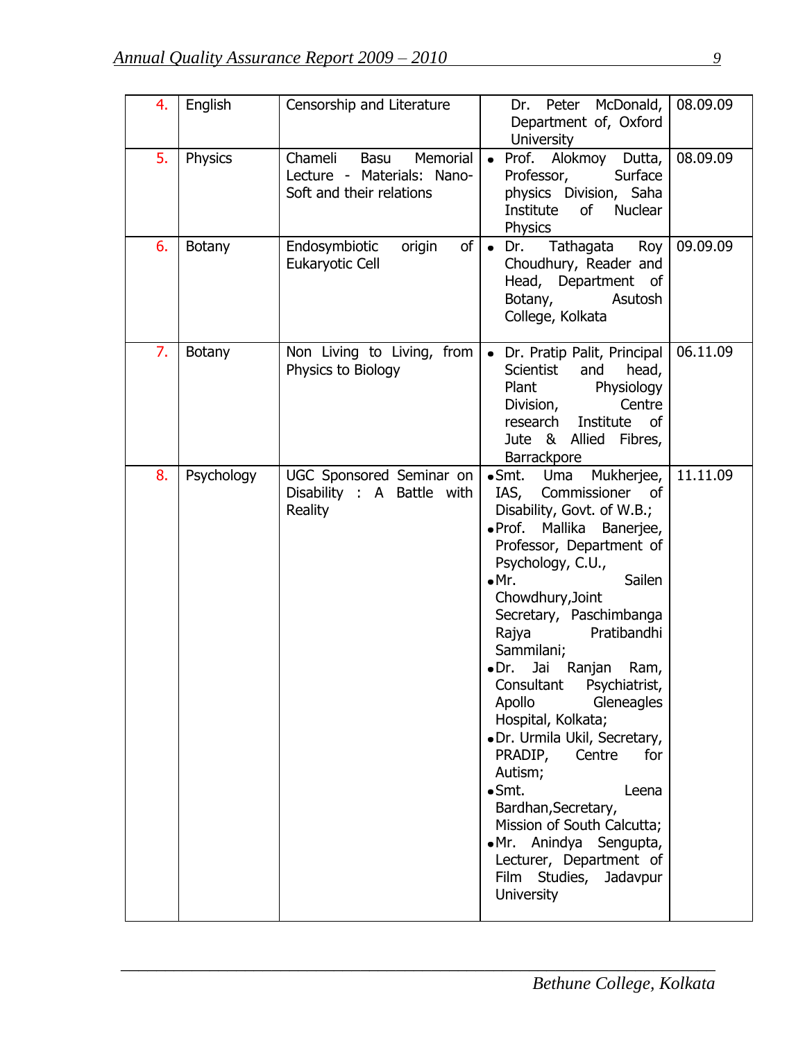| 4. | English | Censorship and Literature | Dr. Peter McDonald, Department of, Oxford University | 08.09.09 |
|---|---|---|---|---|
| 5. | Physics | Chameli Basu Memorial Lecture - Materials: Nano-Soft and their relations | • Prof. Alokmoy Dutta, Professor, Surface physics Division, Saha Institute of Nuclear Physics | 08.09.09 |
| 6. | Botany | Endosymbiotic origin of Eukaryotic Cell | • Dr. Tathagata Roy Choudhury, Reader and Head, Department of Botany, Asutosh College, Kolkata | 09.09.09 |
| 7. | Botany | Non Living to Living, from Physics to Biology | • Dr. Pratip Palit, Principal Scientist and head, Plant Physiology Division, Centre research Institute of Jute & Allied Fibres, Barrackpore | 06.11.09 |
| 8. | Psychology | UGC Sponsored Seminar on Disability : A Battle with Reality | • Smt. Uma Mukherjee, IAS, Commissioner of Disability, Govt. of W.B.; • Prof. Mallika Banerjee, Professor, Department of Psychology, C.U., • Mr. Sailen Chowdhury,Joint Secretary, Paschimbanga Rajya Pratibandhi Sammilani; • Dr. Jai Ranjan Ram, Consultant Psychiatrist, Apollo Gleneagles Hospital, Kolkata; • Dr. Urmila Ukil, Secretary, PRADIP, Centre for Autism; • Smt. Leena Bardhan,Secretary, Mission of South Calcutta; • Mr. Anindya Sengupta, Lecturer, Department of Film Studies, Jadavpur University | 11.11.09 |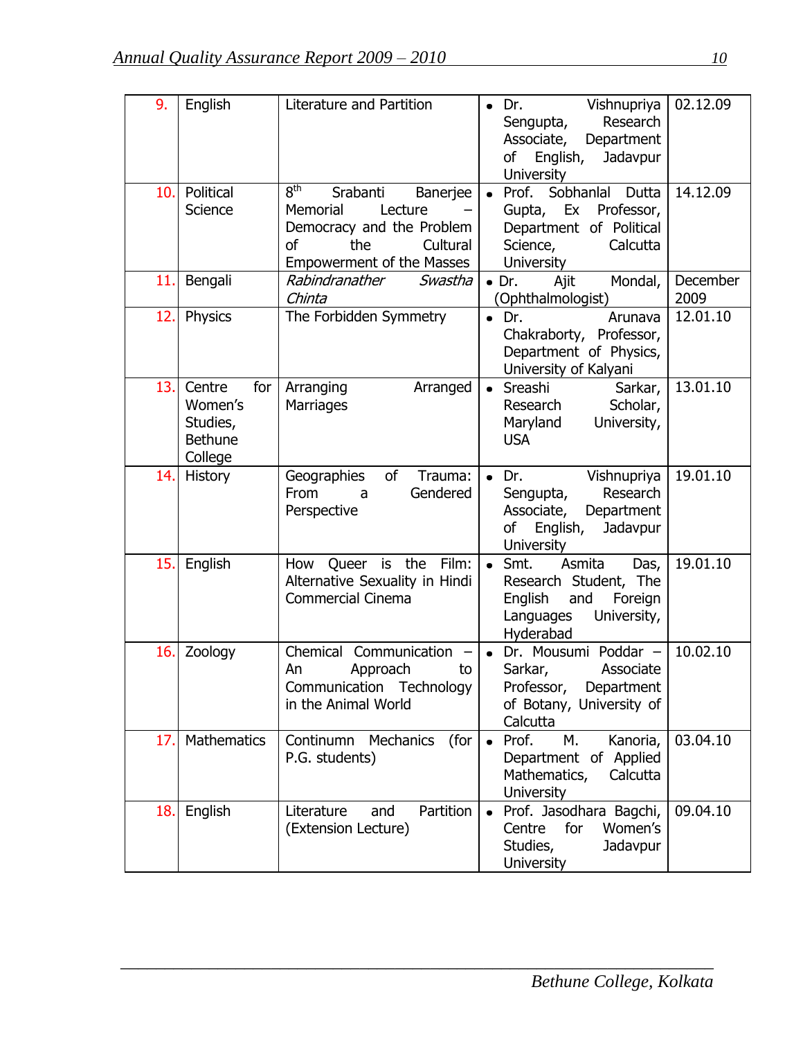| 9. | English | Literature and Partition | • Dr. Vishnupriya Sengupta, Research Associate, Department of English, Jadavpur University | 02.12.09 |
|---|---|---|---|---|
| 10. | Political Science | 8th Srabanti Banerjee Memorial Lecture – Democracy and the Problem of the Cultural Empowerment of the Masses | • Prof. Sobhanlal Dutta Gupta, Ex Professor, Department of Political Science, Calcutta University | 14.12.09 |
| 11. | Bengali | *Rabindranather Swastha Chinta* | • Dr. Ajit Mondal, (Ophthalmologist) | December 2009 |
| 12. | Physics | The Forbidden Symmetry | • Dr. Arunava Chakraborty, Professor, Department of Physics, University of Kalyani | 12.01.10 |
| 13. | Centre for Women's Studies, Bethune College | Arranging Arranged Marriages | • Sreashi Sarkar, Research Scholar, Maryland University, USA | 13.01.10 |
| 14. | History | Geographies of Trauma: From a Gendered Perspective | • Dr. Vishnupriya Sengupta, Research Associate, Department of English, Jadavpur University | 19.01.10 |
| 15. | English | How Queer is the Film: Alternative Sexuality in Hindi Commercial Cinema | • Smt. Asmita Das, Research Student, The English and Foreign Languages University, Hyderabad | 19.01.10 |
| 16. | Zoology | Chemical Communication – An Approach to Communication Technology in the Animal World | • Dr. Mousumi Poddar – Sarkar, Associate Professor, Department of Botany, University of Calcutta | 10.02.10 |
| 17. | Mathematics | Continunm Mechanics (for P.G. students) | • Prof. M. Kanoria, Department of Applied Mathematics, Calcutta University | 03.04.10 |
| 18. | English | Literature and Partition (Extension Lecture) | • Prof. Jasodhara Bagchi, Centre for Women's Studies, Jadavpur University | 09.04.10 |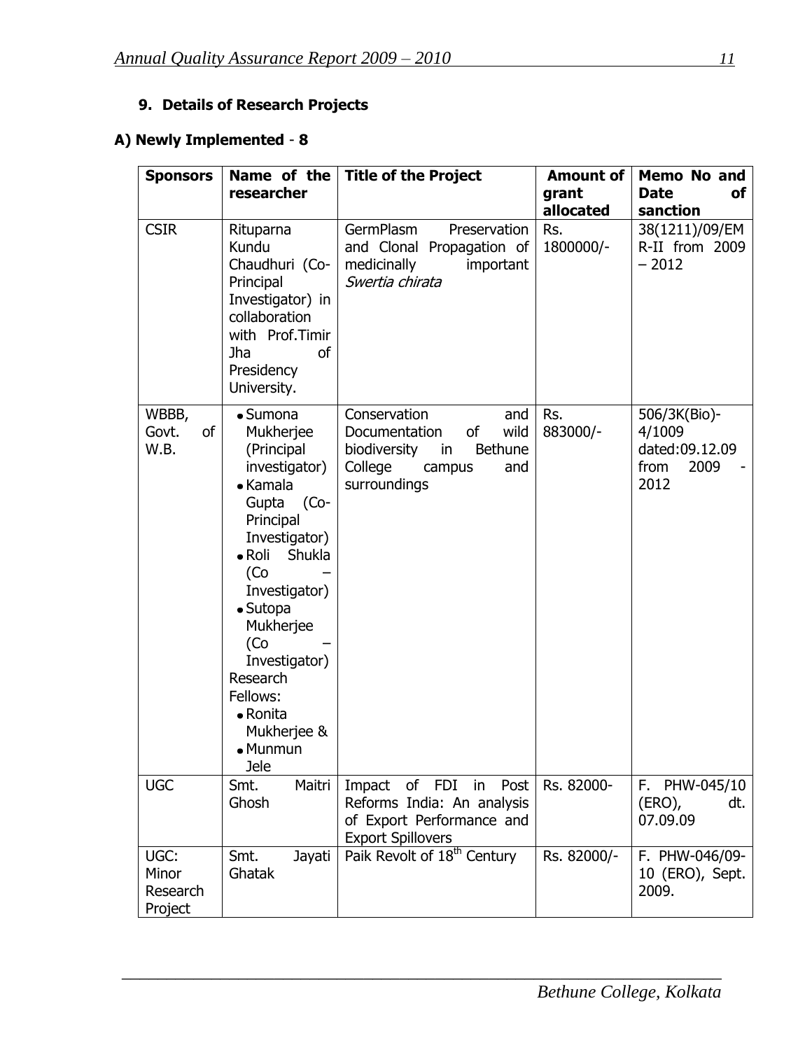### 9. Details of Research Projects

#### A) Newly Implemented - 8

| Sponsors | Name of the researcher | Title of the Project | Amount of grant allocated | Memo No and Date of sanction |
|---|---|---|---|---|
| CSIR | Rituparna Kundu Chaudhuri (Co-Principal Investigator) in collaboration with Prof.Timir Jha of Presidency University. | GermPlasm Preservation and Clonal Propagation of medicinally important *Swertia chirata* | Rs. 1800000/- | 38(1211)/09/EMR-II from 2009 – 2012 |
| WBBB, Govt. of W.B. | • Sumona Mukherjee (Principal investigator) <br> • Kamala Gupta (Co-Principal Investigator) <br> • Roli Shukla (Co – Investigator) <br> • Sutopa Mukherjee (Co – Investigator) <br> Research Fellows: <br> • Ronita Mukherjee & <br> • Munmun Jele | Conservation and Documentation of wild biodiversity in Bethune College campus and surroundings | Rs. 883000/- | 506/3K(Bio)-4/1009 dated:09.12.09 from 2009 - 2012 |
| UGC | Smt. Maitri Ghosh | Impact of FDI in Post Reforms India: An analysis of Export Performance and Export Spillovers | Rs. 82000- | F. PHW-045/10 (ERO), dt. 07.09.09 |
| UGC: Minor Research Project | Smt. Jayati Ghatak | Paik Revolt of 18th Century | Rs. 82000/- | F. PHW-046/09-10 (ERO), Sept. 2009. |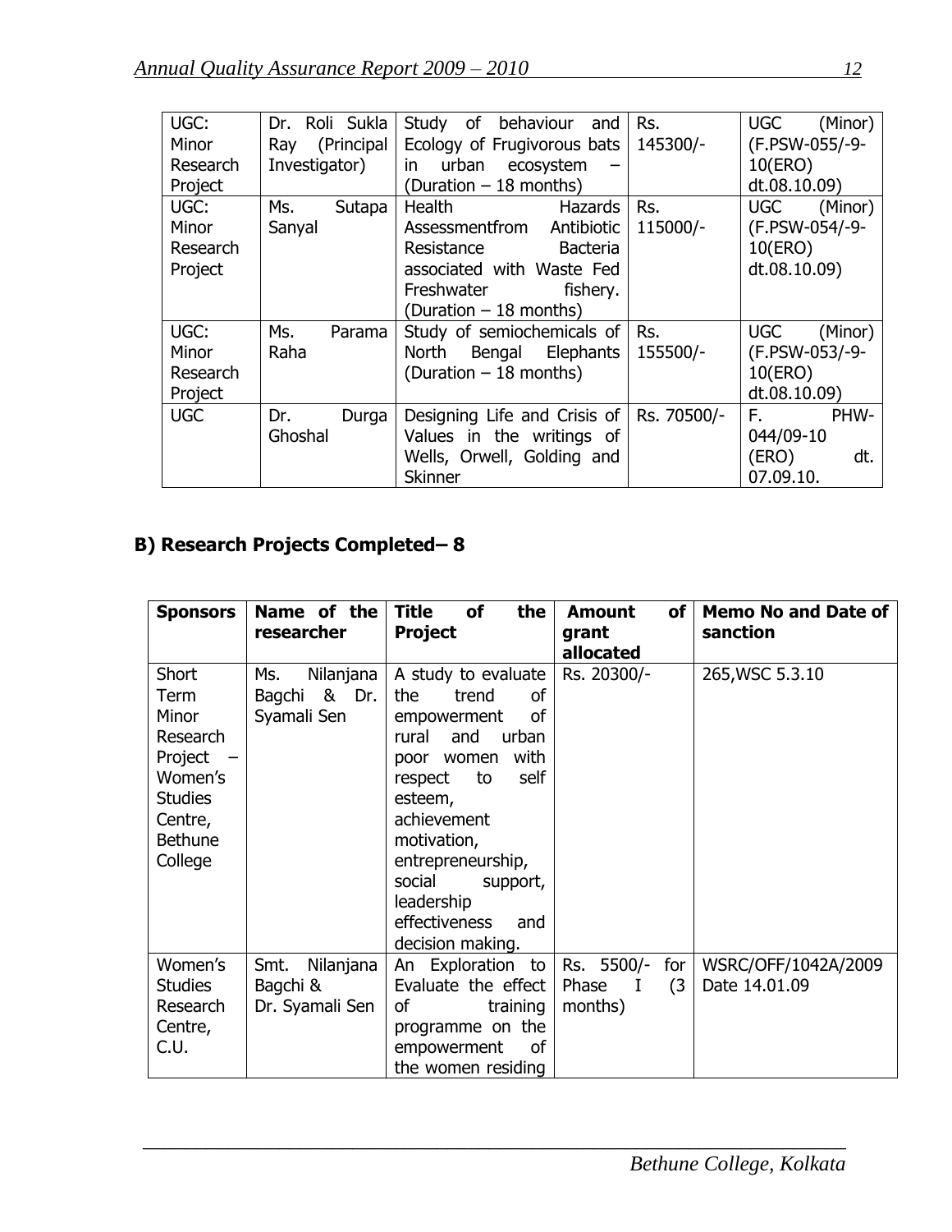| UGC: Minor Research Project | Dr. Roli Sukla Ray (Principal Investigator) | Study of behaviour and Ecology of Frugivorous bats in urban ecosystem – (Duration – 18 months) | Rs. 145300/- | UGC (Minor) (F.PSW-055/-9-10(ERO) dt.08.10.09) |
|---|---|---|---|---|
| UGC: Minor Research Project | Ms. Sutapa Sanyal | Health Hazards Assessmentfrom Antibiotic Resistance Bacteria associated with Waste Fed Freshwater fishery. (Duration – 18 months) | Rs. 115000/- | UGC (Minor) (F.PSW-054/-9-10(ERO) dt.08.10.09) |
| UGC: Minor Research Project | Ms. Parama Raha | Study of semiochemicals of North Bengal Elephants (Duration – 18 months) | Rs. 155500/- | UGC (Minor) (F.PSW-053/-9-10(ERO) dt.08.10.09) |
| UGC | Dr. Durga Ghoshal | Designing Life and Crisis of Values in the writings of Wells, Orwell, Golding and Skinner | Rs. 70500/- | F. PHW-044/09-10 (ERO) dt. 07.09.10. |

## B) Research Projects Completed– 8

| Sponsors | Name of the researcher | Title of the Project | Amount of grant allocated | Memo No and Date of sanction |
|---|---|---|---|---|
| Short Term Minor Research Project – Women's Studies Centre, Bethune College | Ms. Nilanjana Bagchi & Dr. Syamali Sen | A study to evaluate the trend of empowerment of rural and urban poor women with respect to self esteem, achievement motivation, entrepreneurship, social support, leadership effectiveness and decision making. | Rs. 20300/- | 265,WSC 5.3.10 |
| Women's Studies Research Centre, C.U. | Smt. Nilanjana Bagchi & Dr. Syamali Sen | An Exploration to Evaluate the effect of training programme on the empowerment of the women residing | Rs. 5500/- for Phase I (3 months) | WSRC/OFF/1042A/2009 Date 14.01.09 |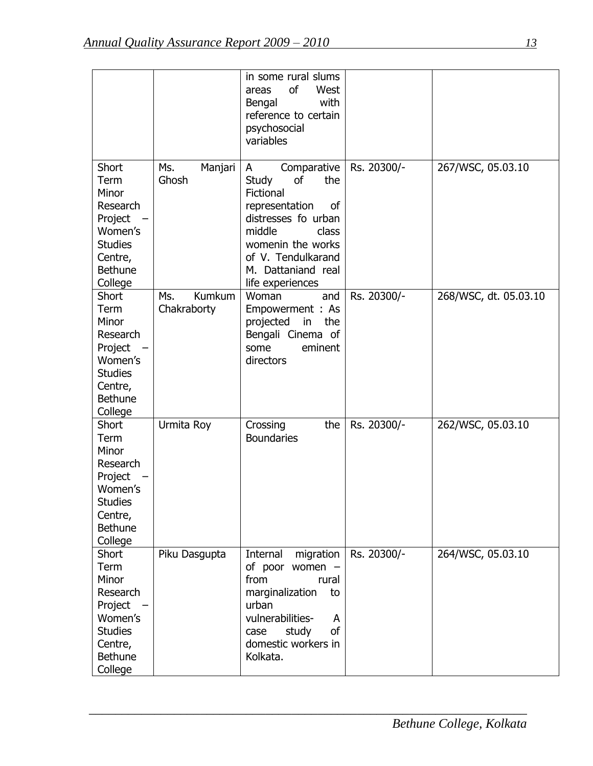| | | in some rural slums areas of West Bengal with reference to certain psychosocial variables | | |
|---|---|---|---|---|
| Short Term Minor Research Project – Women's Studies Centre, Bethune College | Ms. Manjari Ghosh | A Comparative Study of the Fictional representation of distresses fo urban middle class womenin the works of V. Tendulkarand M. Dattaniand real life experiences | Rs. 20300/- | 267/WSC, 05.03.10 |
| Short Term Minor Research Project – Women's Studies Centre, Bethune College | Ms. Kumkum Chakraborty | Woman and Empowerment : As projected in the Bengali Cinema of some eminent directors | Rs. 20300/- | 268/WSC, dt. 05.03.10 |
| Short Term Minor Research Project – Women's Studies Centre, Bethune College | Urmita Roy | Crossing the Boundaries | Rs. 20300/- | 262/WSC, 05.03.10 |
| Short Term Minor Research Project – Women's Studies Centre, Bethune College | Piku Dasgupta | Internal migration of poor women – from rural marginalization to urban vulnerabilities- A case study of domestic workers in Kolkata. | Rs. 20300/- | 264/WSC, 05.03.10 |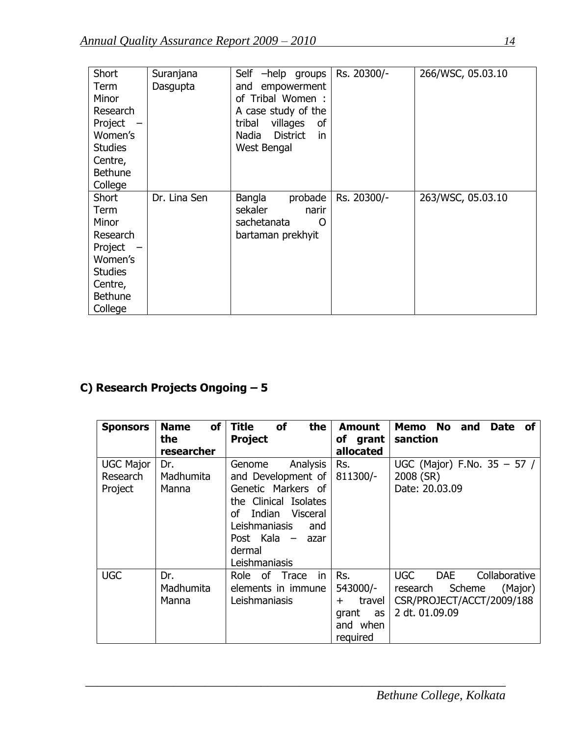| Short Term Minor Research Project – Women's Studies Centre, Bethune College | Suranjana Dasgupta | Self –help groups and empowerment of Tribal Women : A case study of the tribal villages of Nadia District in West Bengal | Rs. 20300/- | 266/WSC, 05.03.10 |
|---|---|---|---|---|
| Short Term Minor Research Project – Women's Studies Centre, Bethune College | Dr. Lina Sen | Bangla probade sekaler narir sachetanata O bartaman prekhyit | Rs. 20300/- | 263/WSC, 05.03.10 |

## C) Research Projects Ongoing – 5

| Sponsors | Name of the researcher | Title of the Project | Amount of grant allocated | Memo No and Date of sanction |
|---|---|---|---|---|
| UGC Major Research Project | Dr. Madhumita Manna | Genome Analysis and Development of Genetic Markers of the Clinical Isolates of Indian Visceral Leishmaniasis and Post Kala – azar dermal Leishmaniasis | Rs. 811300/- | UGC (Major) F.No. 35 – 57 / 2008 (SR) Date: 20.03.09 |
| UGC | Dr. Madhumita Manna | Role of Trace in elements in immune Leishmaniasis | Rs. 543000/- + travel grant as and when required | UGC DAE Collaborative research Scheme (Major) CSR/PROJECT/ACCT/2009/1882 dt. 01.09.09 |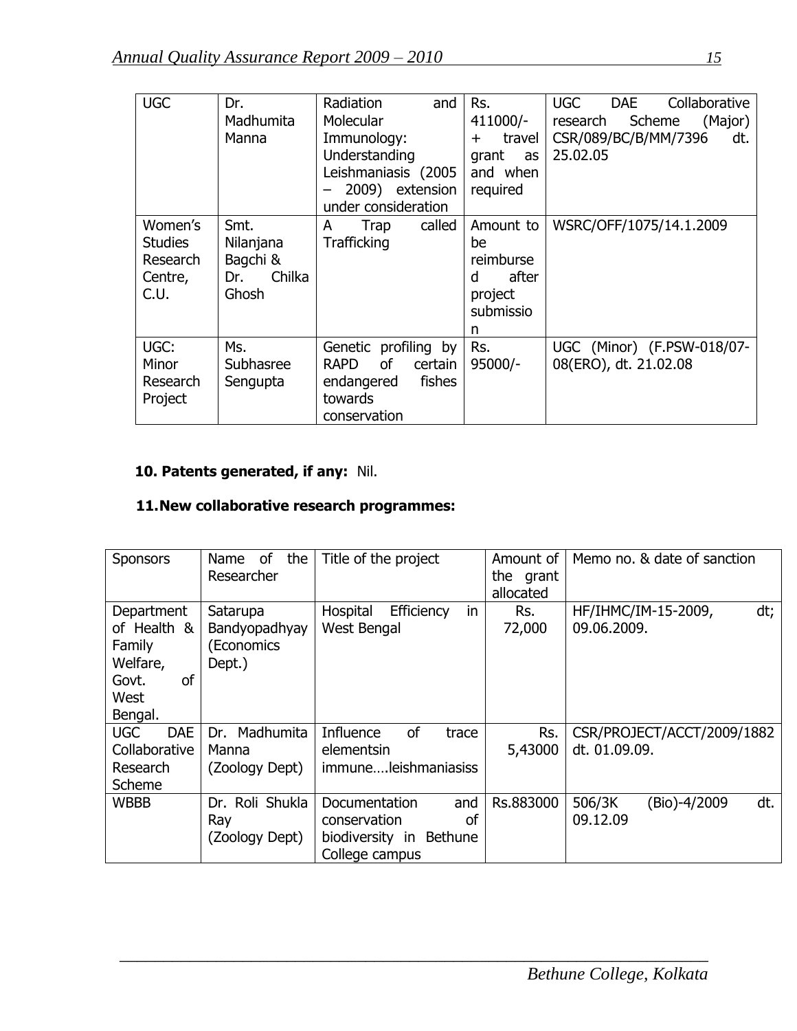| UGC | Dr. Madhumita Manna | Radiation and Molecular Immunology: Understanding Leishmaniasis (2005 – 2009) extension under consideration | Rs. 411000/- + travel grant as and when required | UGC DAE Collaborative research Scheme (Major) CSR/089/BC/B/MM/7396 dt. 25.02.05 |
|---|---|---|---|---|
| Women's Studies Research Centre, C.U. | Smt. Nilanjana Bagchi & Dr. Chilka Ghosh | A Trap called Trafficking | Amount to be reimbursed after project submission | WSRC/OFF/1075/14.1.2009 |
| UGC: Minor Research Project | Ms. Subhasree Sengupta | Genetic profiling by RAPD of certain endangered fishes towards conservation | Rs. 95000/- | UGC (Minor) (F.PSW-018/07-08(ERO), dt. 21.02.08 |

**10. Patents generated, if any:** Nil.

**11. New collaborative research programmes:**

| Sponsors | Name of the Researcher | Title of the project | Amount of the grant allocated | Memo no. & date of sanction |
|---|---|---|---|---|
| Department of Health & Family Welfare, Govt. of West Bengal. | Satarupa Bandyopadhyay (Economics Dept.) | Hospital Efficiency in West Bengal | Rs. 72,000 | HF/IHMC/IM-15-2009, dt; 09.06.2009. |
| UGC DAE Collaborative Research Scheme | Dr. Madhumita Manna (Zoology Dept) | Influence of trace elementsin immune….leishmaniasiss | Rs. 5,43000 | CSR/PROJECT/ACCT/2009/1882 dt. 01.09.09. |
| WBBB | Dr. Roli Shukla Ray (Zoology Dept) | Documentation and conservation of biodiversity in Bethune College campus | Rs.883000 | 506/3K (Bio)-4/2009 dt. 09.12.09 |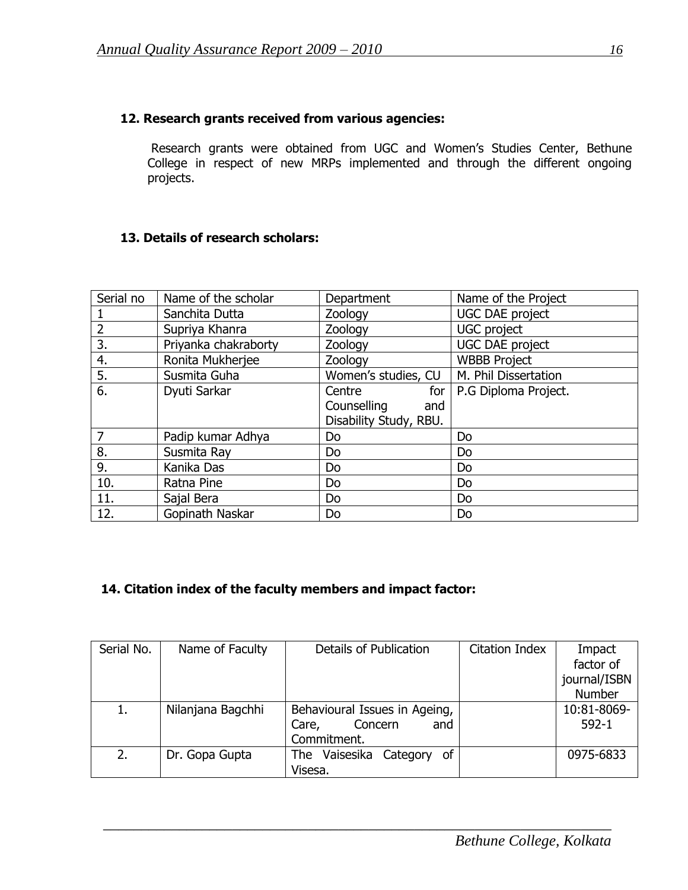## 12. Research grants received from various agencies:

Research grants were obtained from UGC and Women's Studies Center, Bethune College in respect of new MRPs implemented and through the different ongoing projects.

## 13. Details of research scholars:

| Serial no | Name of the scholar | Department | Name of the Project |
|---|---|---|---|
| 1 | Sanchita Dutta | Zoology | UGC DAE project |
| 2 | Supriya Khanra | Zoology | UGC project |
| 3. | Priyanka chakraborty | Zoology | UGC DAE project |
| 4. | Ronita Mukherjee | Zoology | WBBB Project |
| 5. | Susmita Guha | Women's studies, CU | M. Phil Dissertation |
| 6. | Dyuti Sarkar | Centre for Counselling and Disability Study, RBU. | P.G Diploma Project. |
| 7 | Padip kumar Adhya | Do | Do |
| 8. | Susmita Ray | Do | Do |
| 9. | Kanika Das | Do | Do |
| 10. | Ratna Pine | Do | Do |
| 11. | Sajal Bera | Do | Do |
| 12. | Gopinath Naskar | Do | Do |

## 14. Citation index of the faculty members and impact factor:

| Serial No. | Name of Faculty | Details of Publication | Citation Index | Impact factor of journal/ISBN Number |
|---|---|---|---|---|
| 1. | Nilanjana Bagchhi | Behavioural Issues in Ageing, Care, Concern and Commitment. | | 10:81-8069-592-1 |
| 2. | Dr. Gopa Gupta | The Vaisesika Category of Visesa. | | 0975-6833 |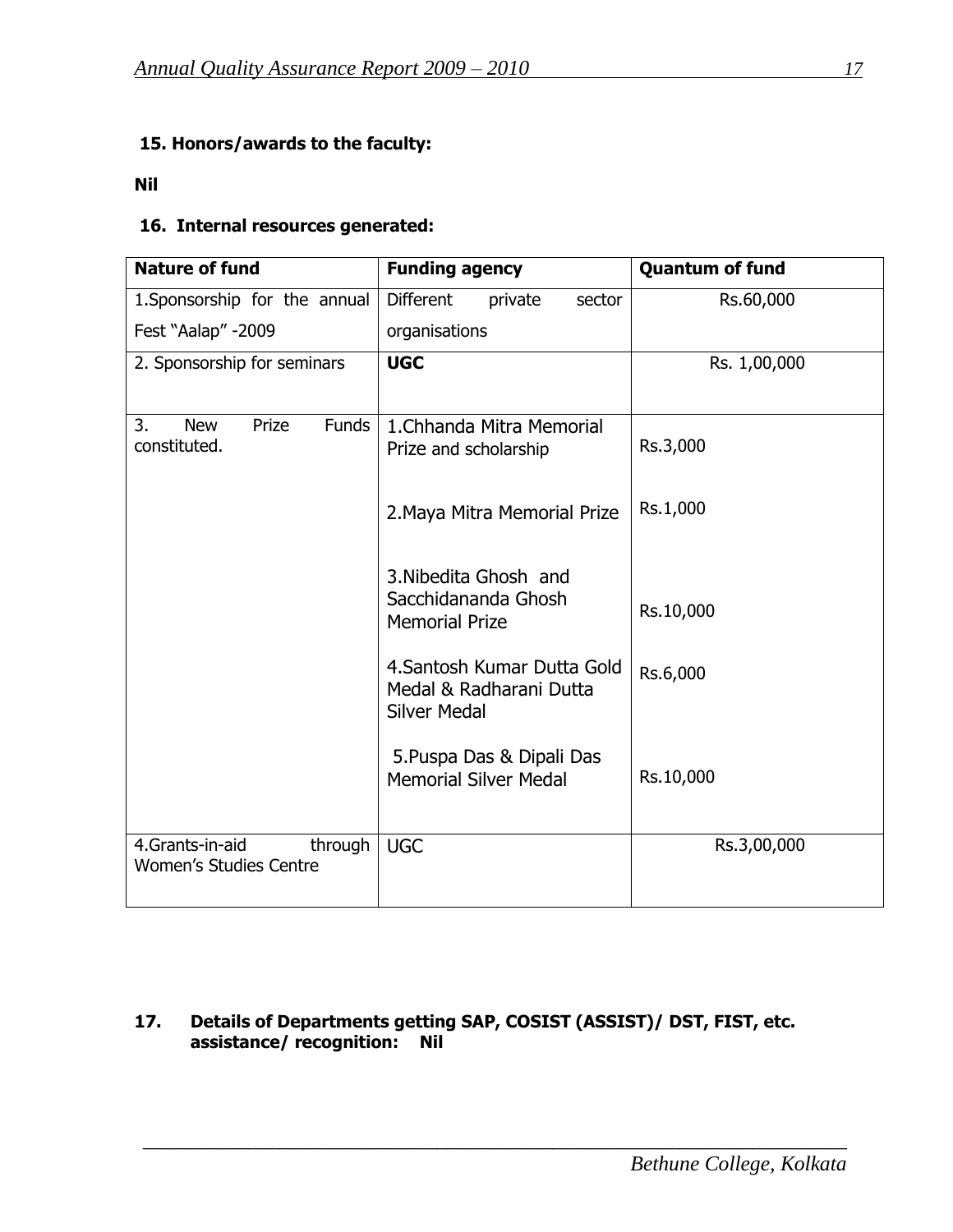**15. Honors/awards to the faculty:**

**Nil**

**16. Internal resources generated:**

| Nature of fund | Funding agency | Quantum of fund |
|---|---|---|
| 1.Sponsorship for the annual Fest "Aalap" -2009 | Different private sector organisations | Rs.60,000 |
| 2. Sponsorship for seminars | **UGC** | Rs. 1,00,000 |
| 3. New Prize Funds constituted. | 1.Chhanda Mitra Memorial Prize and scholarship | Rs.3,000 |
| | 2.Maya Mitra Memorial Prize | Rs.1,000 |
| | 3.Nibedita Ghosh and Sacchidananda Ghosh Memorial Prize | Rs.10,000 |
| | 4.Santosh Kumar Dutta Gold Medal & Radharani Dutta Silver Medal | Rs.6,000 |
| | 5.Puspa Das & Dipali Das Memorial Silver Medal | Rs.10,000 |
| 4.Grants-in-aid through Women's Studies Centre | UGC | Rs.3,00,000 |

**17. Details of Departments getting SAP, COSIST (ASSIST)/ DST, FIST, etc. assistance/ recognition: Nil**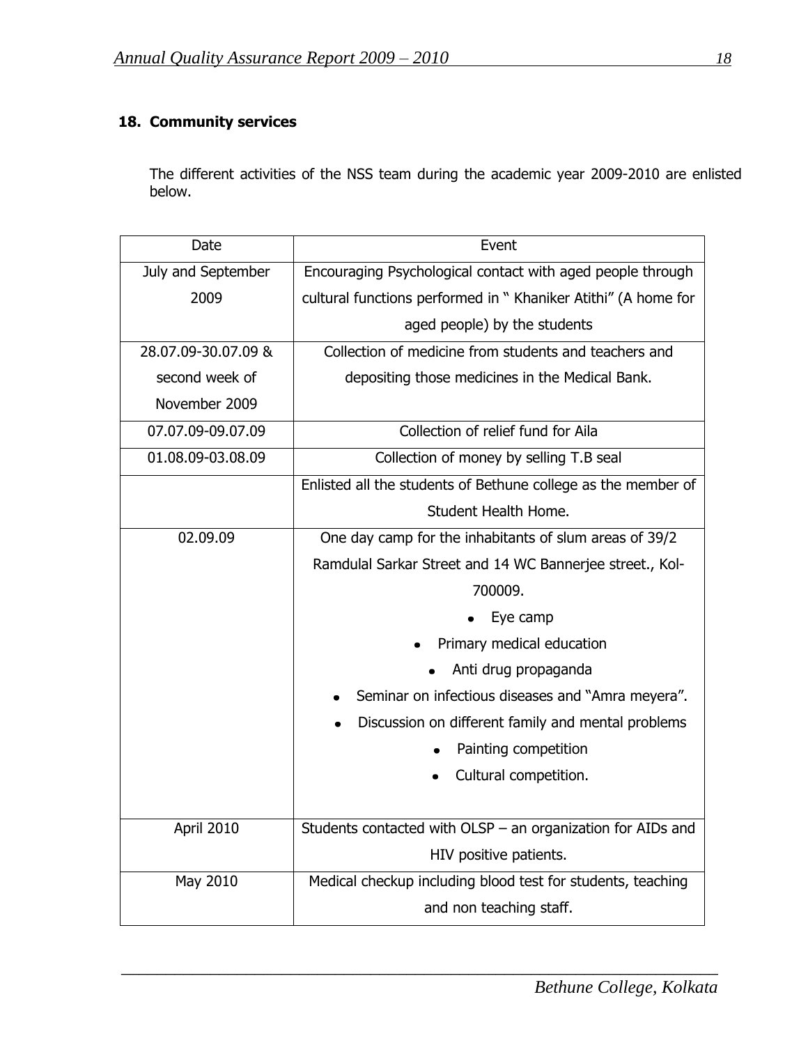## 18. Community services

The different activities of the NSS team during the academic year 2009-2010 are enlisted below.

| Date | Event |
|---|---|
| July and September 2009 | Encouraging Psychological contact with aged people through cultural functions performed in " Khaniker Atithi" (A home for aged people) by the students |
| 28.07.09-30.07.09 & second week of November 2009 | Collection of medicine from students and teachers and depositing those medicines in the Medical Bank. |
| 07.07.09-09.07.09 | Collection of relief fund for Aila |
| 01.08.09-03.08.09 | Collection of money by selling T.B seal |
| | Enlisted all the students of Bethune college as the member of Student Health Home. |
| 02.09.09 | One day camp for the inhabitants of slum areas of 39/2 Ramdulal Sarkar Street and 14 WC Bannerjee street., Kol-700009.<br>• Eye camp<br>• Primary medical education<br>• Anti drug propaganda<br>• Seminar on infectious diseases and "Amra meyera".<br>• Discussion on different family and mental problems<br>• Painting competition<br>• Cultural competition. |
| April 2010 | Students contacted with OLSP – an organization for AIDs and HIV positive patients. |
| May 2010 | Medical checkup including blood test for students, teaching and non teaching staff. |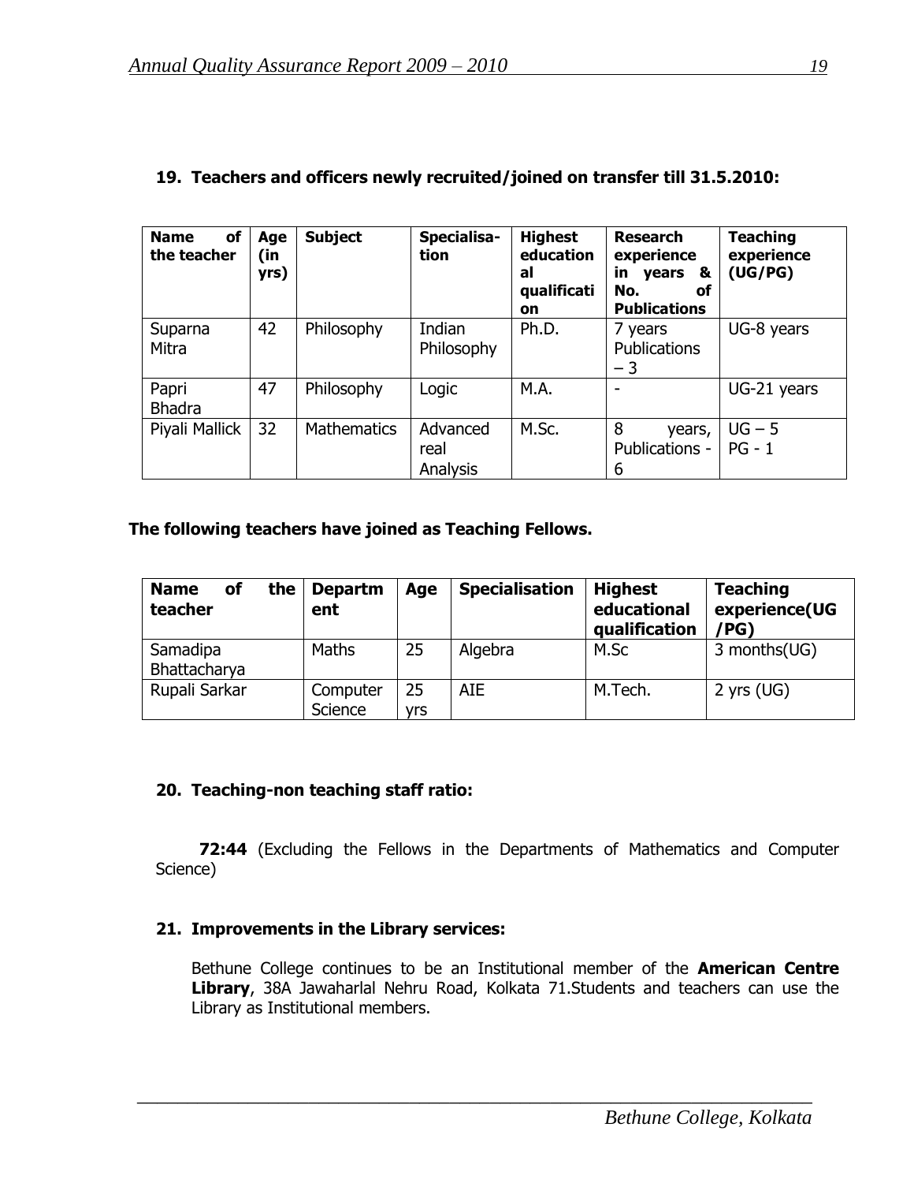## 19. Teachers and officers newly recruited/joined on transfer till 31.5.2010:

| Name of the teacher | Age (in yrs) | Subject | Specialisa-tion | Highest educational qualification | Research experience in years & No. of Publications | Teaching experience (UG/PG) |
|---|---|---|---|---|---|---|
| Suparna Mitra | 42 | Philosophy | Indian Philosophy | Ph.D. | 7 years Publications – 3 | UG-8 years |
| Papri Bhadra | 47 | Philosophy | Logic | M.A. | - | UG-21 years |
| Piyali Mallick | 32 | Mathematics | Advanced real Analysis | M.Sc. | 8 years, Publications - 6 | UG – 5 PG - 1 |

**The following teachers have joined as Teaching Fellows.**

| Name of the teacher | Department | Age | Specialisation | Highest educational qualification | Teaching experience(UG /PG) |
|---|---|---|---|---|---|
| Samadipa Bhattacharya | Maths | 25 | Algebra | M.Sc | 3 months(UG) |
| Rupali Sarkar | Computer Science | 25 yrs | AIE | M.Tech. | 2 yrs (UG) |

## 20. Teaching-non teaching staff ratio:

**72:44** (Excluding the Fellows in the Departments of Mathematics and Computer Science)

## 21. Improvements in the Library services:

Bethune College continues to be an Institutional member of the **American Centre Library**, 38A Jawaharlal Nehru Road, Kolkata 71.Students and teachers can use the Library as Institutional members.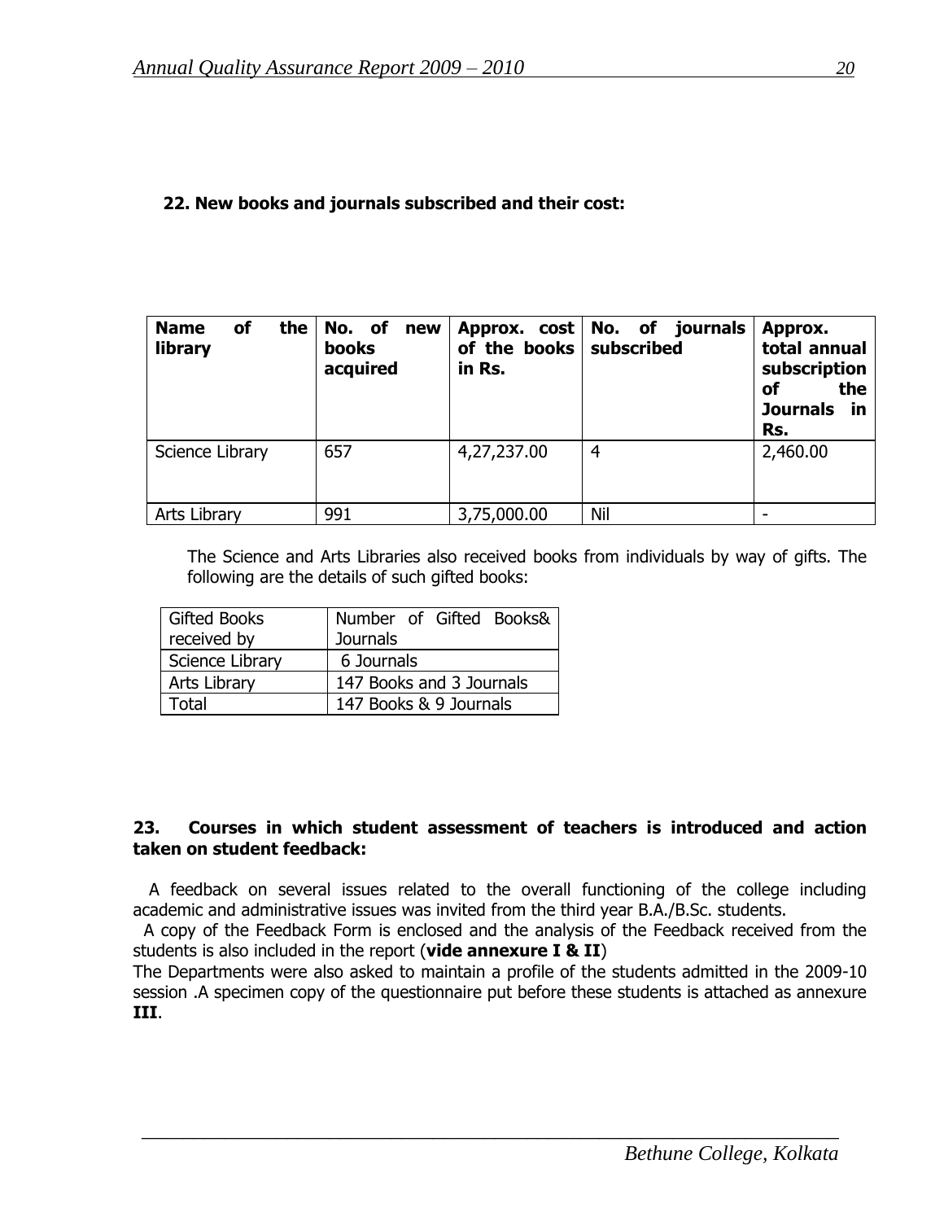**22. New books and journals subscribed and their cost:**

| Name of the library | No. of new books acquired | Approx. cost of the books in Rs. | No. of journals subscribed | Approx. total annual subscription of the Journals in Rs. |
|---|---|---|---|---|
| Science Library | 657 | 4,27,237.00 | 4 | 2,460.00 |
| Arts Library | 991 | 3,75,000.00 | Nil | - |

The Science and Arts Libraries also received books from individuals by way of gifts. The following are the details of such gifted books:

| Gifted Books received by | Number of Gifted Books& Journals |
|---|---|
| Science Library | 6 Journals |
| Arts Library | 147 Books and 3 Journals |
| Total | 147 Books & 9 Journals |

**23. Courses in which student assessment of teachers is introduced and action taken on student feedback:**

A feedback on several issues related to the overall functioning of the college including academic and administrative issues was invited from the third year B.A./B.Sc. students.

A copy of the Feedback Form is enclosed and the analysis of the Feedback received from the students is also included in the report (**vide annexure I & II**)

The Departments were also asked to maintain a profile of the students admitted in the 2009-10 session .A specimen copy of the questionnaire put before these students is attached as annexure **III**.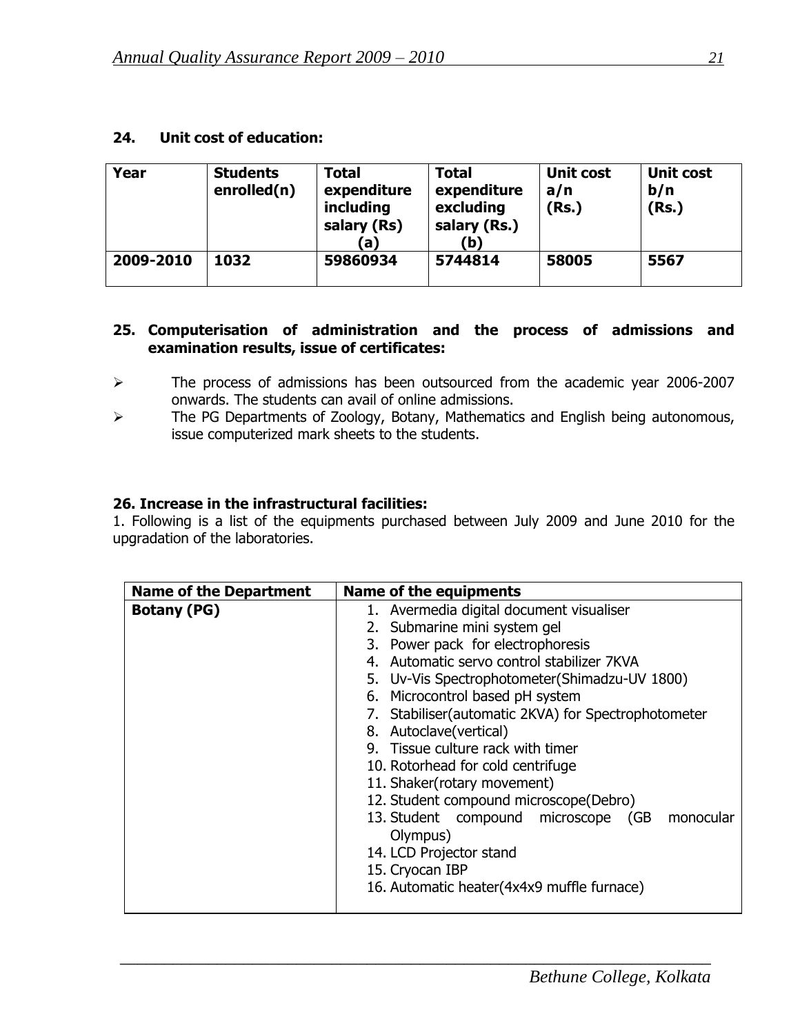### 24. Unit cost of education:

| Year | Students enrolled(n) | Total expenditure including salary (Rs) (a) | Total expenditure excluding salary (Rs.) (b) | Unit cost a/n (Rs.) | Unit cost b/n (Rs.) |
|---|---|---|---|---|---|
| 2009-2010 | 1032 | 59860934 | 5744814 | 58005 | 5567 |

### 25. Computerisation of administration and the process of admissions and examination results, issue of certificates:

- The process of admissions has been outsourced from the academic year 2006-2007 onwards. The students can avail of online admissions.
- The PG Departments of Zoology, Botany, Mathematics and English being autonomous, issue computerized mark sheets to the students.

### 26. Increase in the infrastructural facilities:

1. Following is a list of the equipments purchased between July 2009 and June 2010 for the upgradation of the laboratories.

| Name of the Department | Name of the equipments |
|---|---|
| **Botany (PG)** | 1. Avermedia digital document visualiser<br>2. Submarine mini system gel<br>3. Power pack for electrophoresis<br>4. Automatic servo control stabilizer 7KVA<br>5. Uv-Vis Spectrophotometer(Shimadzu-UV 1800)<br>6. Microcontrol based pH system<br>7. Stabiliser(automatic 2KVA) for Spectrophotometer<br>8. Autoclave(vertical)<br>9. Tissue culture rack with timer<br>10. Rotorhead for cold centrifuge<br>11. Shaker(rotary movement)<br>12. Student compound microscope(Debro)<br>13. Student compound microscope (GB monocular Olympus)<br>14. LCD Projector stand<br>15. Cryocan IBP<br>16. Automatic heater(4x4x9 muffle furnace) |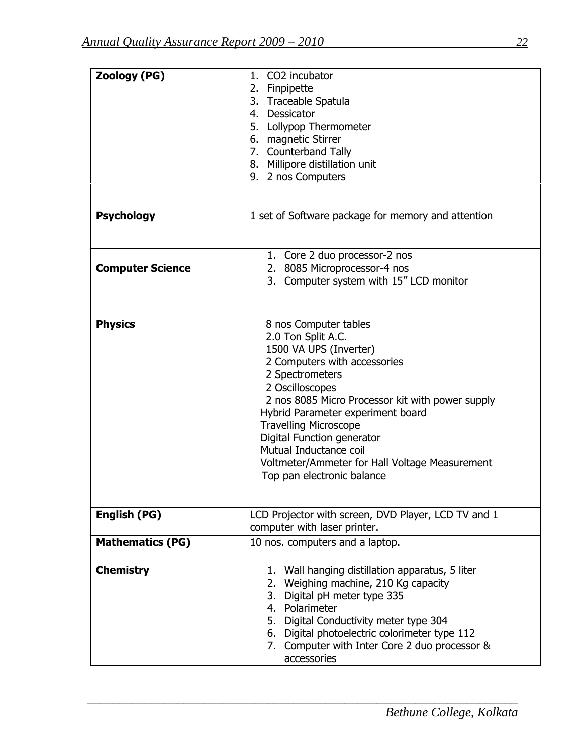| | |
|---|---|
| **Zoology (PG)** | 1. $CO_2$ incubator<br>2. Finpipette<br>3. Traceable Spatula<br>4. Dessicator<br>5. Lollypop Thermometer<br>6. magnetic Stirrer<br>7. Counterband Tally<br>8. Millipore distillation unit<br>9. 2 nos Computers |
| **Psychology** | 1 set of Software package for memory and attention |
| **Computer Science** | 1. Core 2 duo processor-2 nos<br>2. 8085 Microprocessor-4 nos<br>3. Computer system with 15" LCD monitor |
| **Physics** | 8 nos Computer tables<br>2.0 Ton Split A.C.<br>1500 VA UPS (Inverter)<br>2 Computers with accessories<br>2 Spectrometers<br>2 Oscilloscopes<br>2 nos 8085 Micro Processor kit with power supply<br>Hybrid Parameter experiment board<br>Travelling Microscope<br>Digital Function generator<br>Mutual Inductance coil<br>Voltmeter/Ammeter for Hall Voltage Measurement<br>Top pan electronic balance |
| **English (PG)** | LCD Projector with screen, DVD Player, LCD TV and 1 computer with laser printer. |
| **Mathematics (PG)** | 10 nos. computers and a laptop. |
| **Chemistry** | 1. Wall hanging distillation apparatus, 5 liter<br>2. Weighing machine, 210 Kg capacity<br>3. Digital pH meter type 335<br>4. Polarimeter<br>5. Digital Conductivity meter type 304<br>6. Digital photoelectric colorimeter type 112<br>7. Computer with Inter Core 2 duo processor & accessories |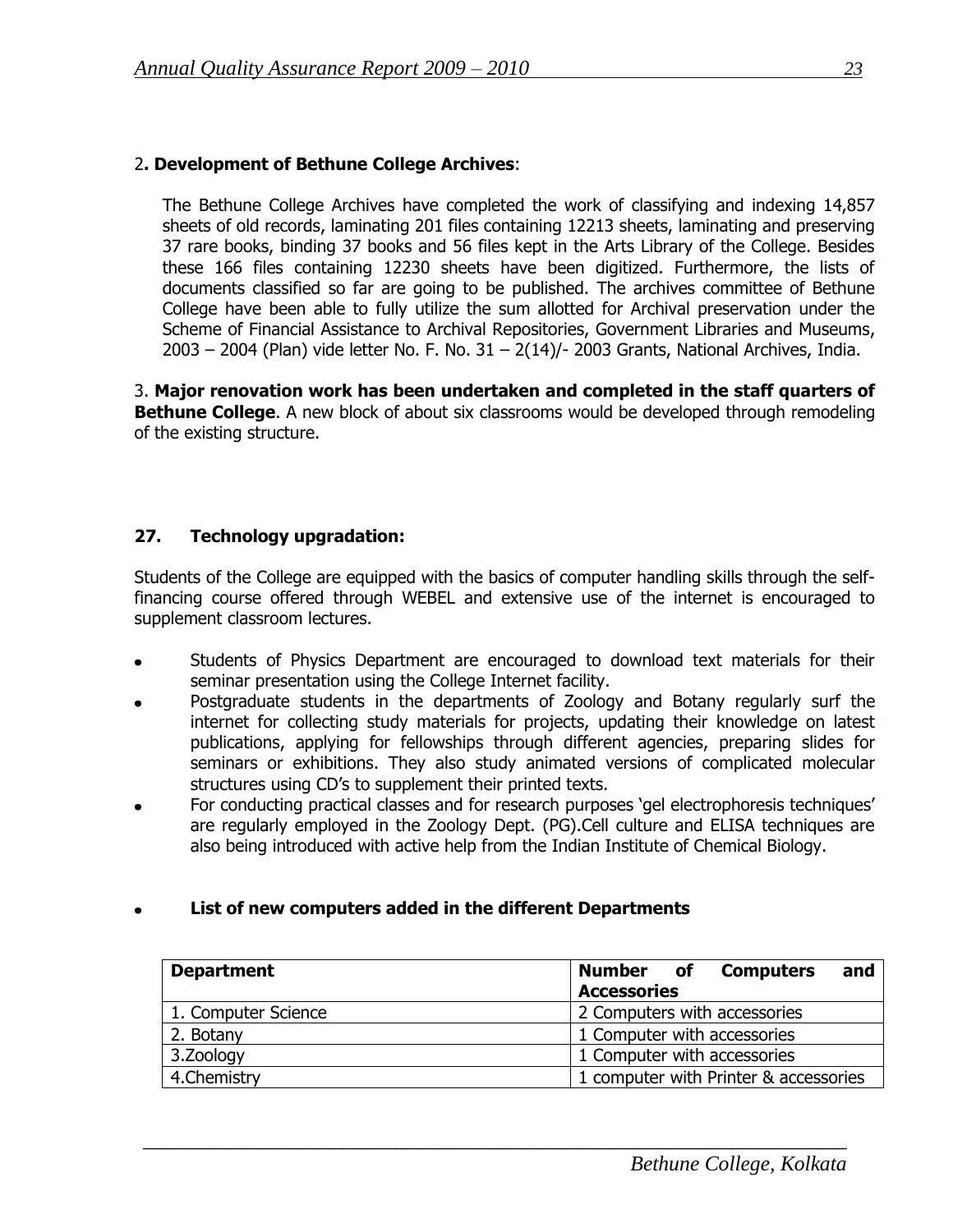2**. Development of Bethune College Archives**:

The Bethune College Archives have completed the work of classifying and indexing 14,857 sheets of old records, laminating 201 files containing 12213 sheets, laminating and preserving 37 rare books, binding 37 books and 56 files kept in the Arts Library of the College. Besides these 166 files containing 12230 sheets have been digitized. Furthermore, the lists of documents classified so far are going to be published. The archives committee of Bethune College have been able to fully utilize the sum allotted for Archival preservation under the Scheme of Financial Assistance to Archival Repositories, Government Libraries and Museums, 2003 – 2004 (Plan) vide letter No. F. No. 31 – 2(14)/- 2003 Grants, National Archives, India.

3. **Major renovation work has been undertaken and completed in the staff quarters of Bethune College**. A new block of about six classrooms would be developed through remodeling of the existing structure.

## 27. Technology upgradation:

Students of the College are equipped with the basics of computer handling skills through the self-financing course offered through WEBEL and extensive use of the internet is encouraged to supplement classroom lectures.

- Students of Physics Department are encouraged to download text materials for their seminar presentation using the College Internet facility.
- Postgraduate students in the departments of Zoology and Botany regularly surf the internet for collecting study materials for projects, updating their knowledge on latest publications, applying for fellowships through different agencies, preparing slides for seminars or exhibitions. They also study animated versions of complicated molecular structures using CD's to supplement their printed texts.
- For conducting practical classes and for research purposes 'gel electrophoresis techniques' are regularly employed in the Zoology Dept. (PG).Cell culture and ELISA techniques are also being introduced with active help from the Indian Institute of Chemical Biology.

- **List of new computers added in the different Departments**

| **Department** | **Number of Computers and Accessories** |
|---|---|
| 1. Computer Science | 2 Computers with accessories |
| 2. Botany | 1 Computer with accessories |
| 3.Zoology | 1 Computer with accessories |
| 4.Chemistry | 1 computer with Printer & accessories |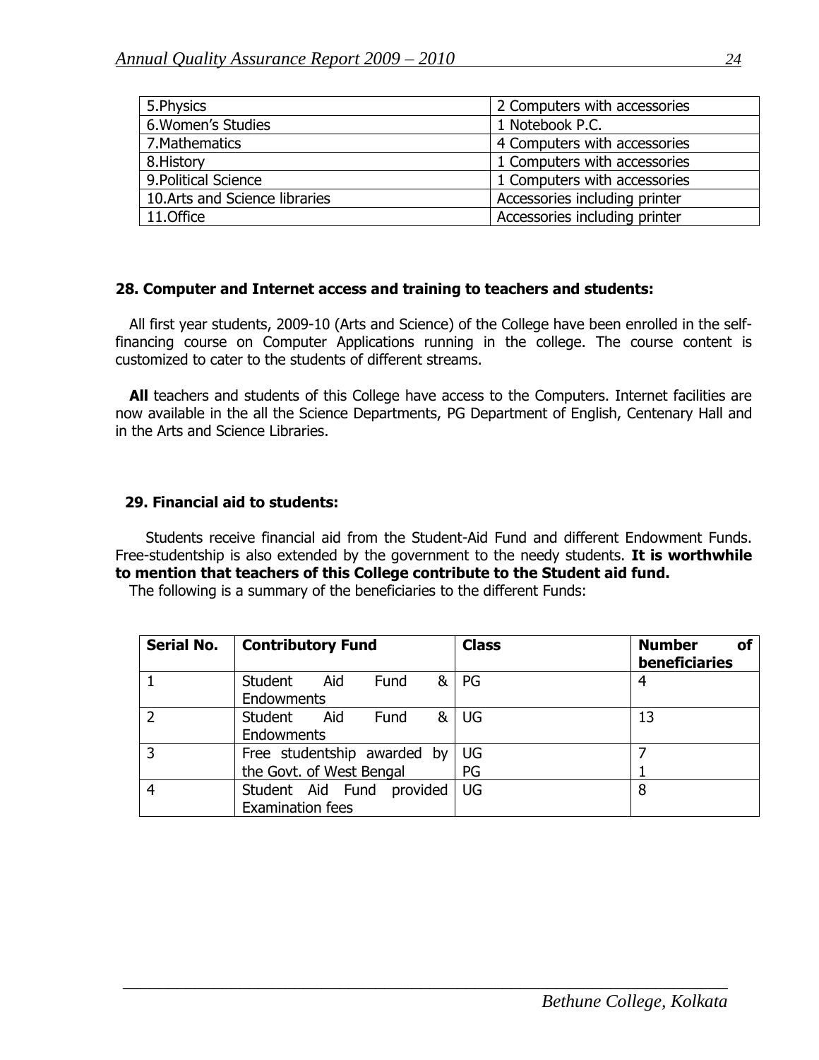| 5.Physics | 2 Computers with accessories |
|---|---|
| 6.Women's Studies | 1 Notebook P.C. |
| 7.Mathematics | 4 Computers with accessories |
| 8.History | 1 Computers with accessories |
| 9.Political Science | 1 Computers with accessories |
| 10.Arts and Science libraries | Accessories including printer |
| 11.Office | Accessories including printer |

## 28. Computer and Internet access and training to teachers and students:

All first year students, 2009-10 (Arts and Science) of the College have been enrolled in the self-financing course on Computer Applications running in the college. The course content is customized to cater to the students of different streams.

**All** teachers and students of this College have access to the Computers. Internet facilities are now available in the all the Science Departments, PG Department of English, Centenary Hall and in the Arts and Science Libraries.

## 29. Financial aid to students:

Students receive financial aid from the Student-Aid Fund and different Endowment Funds. Free-studentship is also extended by the government to the needy students. **It is worthwhile to mention that teachers of this College contribute to the Student aid fund.**

The following is a summary of the beneficiaries to the different Funds:

| **Serial No.** | **Contributory Fund** | **Class** | **Number of beneficiaries** |
|---|---|---|---|
| 1 | Student Aid Fund & Endowments | PG | 4 |
| 2 | Student Aid Fund & Endowments | UG | 13 |
| 3 | Free studentship awarded by the Govt. of West Bengal | UG<br>PG | 7<br>1 |
| 4 | Student Aid Fund provided Examination fees | UG | 8 |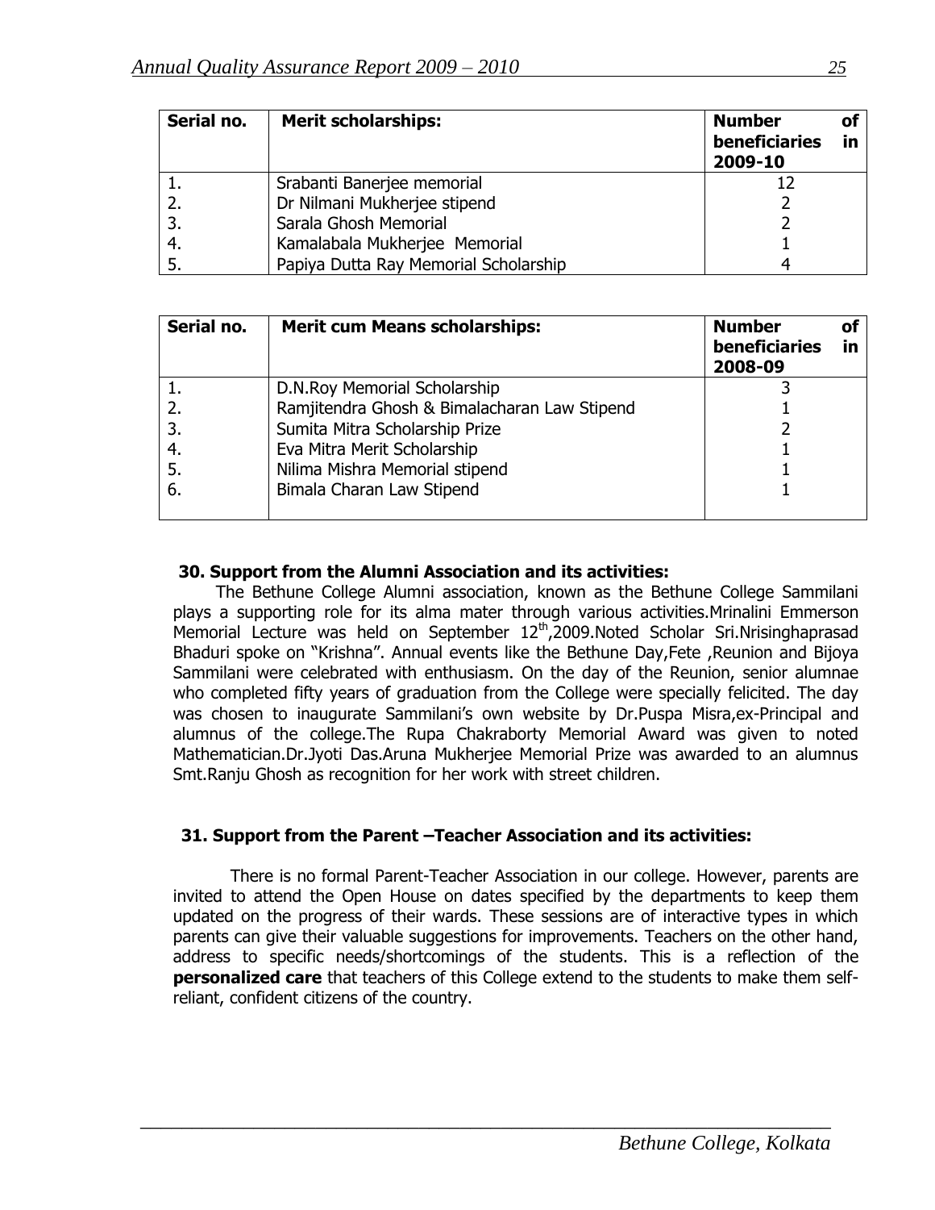| Serial no. | Merit scholarships: | Number of beneficiaries in 2009-10 |
|---|---|---|
| 1. | Srabanti Banerjee memorial | 12 |
| 2. | Dr Nilmani Mukherjee stipend | 2 |
| 3. | Sarala Ghosh Memorial | 2 |
| 4. | Kamalabala Mukherjee Memorial | 1 |
| 5. | Papiya Dutta Ray Memorial Scholarship | 4 |

| Serial no. | Merit cum Means scholarships: | Number of beneficiaries in 2008-09 |
|---|---|---|
| 1. | D.N.Roy Memorial Scholarship | 3 |
| 2. | Ramjitendra Ghosh & Bimalacharan Law Stipend | 1 |
| 3. | Sumita Mitra Scholarship Prize | 2 |
| 4. | Eva Mitra Merit Scholarship | 1 |
| 5. | Nilima Mishra Memorial stipend | 1 |
| 6. | Bimala Charan Law Stipend | 1 |

**30. Support from the Alumni Association and its activities:**

The Bethune College Alumni association, known as the Bethune College Sammilani plays a supporting role for its alma mater through various activities.Mrinalini Emmerson Memorial Lecture was held on September 12th,2009.Noted Scholar Sri.Nrisinghaprasad Bhaduri spoke on "Krishna". Annual events like the Bethune Day,Fete ,Reunion and Bijoya Sammilani were celebrated with enthusiasm. On the day of the Reunion, senior alumnae who completed fifty years of graduation from the College were specially felicited. The day was chosen to inaugurate Sammilani's own website by Dr.Puspa Misra,ex-Principal and alumnus of the college.The Rupa Chakraborty Memorial Award was given to noted Mathematician.Dr.Jyoti Das.Aruna Mukherjee Memorial Prize was awarded to an alumnus Smt.Ranju Ghosh as recognition for her work with street children.

**31. Support from the Parent –Teacher Association and its activities:**

There is no formal Parent-Teacher Association in our college. However, parents are invited to attend the Open House on dates specified by the departments to keep them updated on the progress of their wards. These sessions are of interactive types in which parents can give their valuable suggestions for improvements. Teachers on the other hand, address to specific needs/shortcomings of the students. This is a reflection of the **personalized care** that teachers of this College extend to the students to make them self-reliant, confident citizens of the country.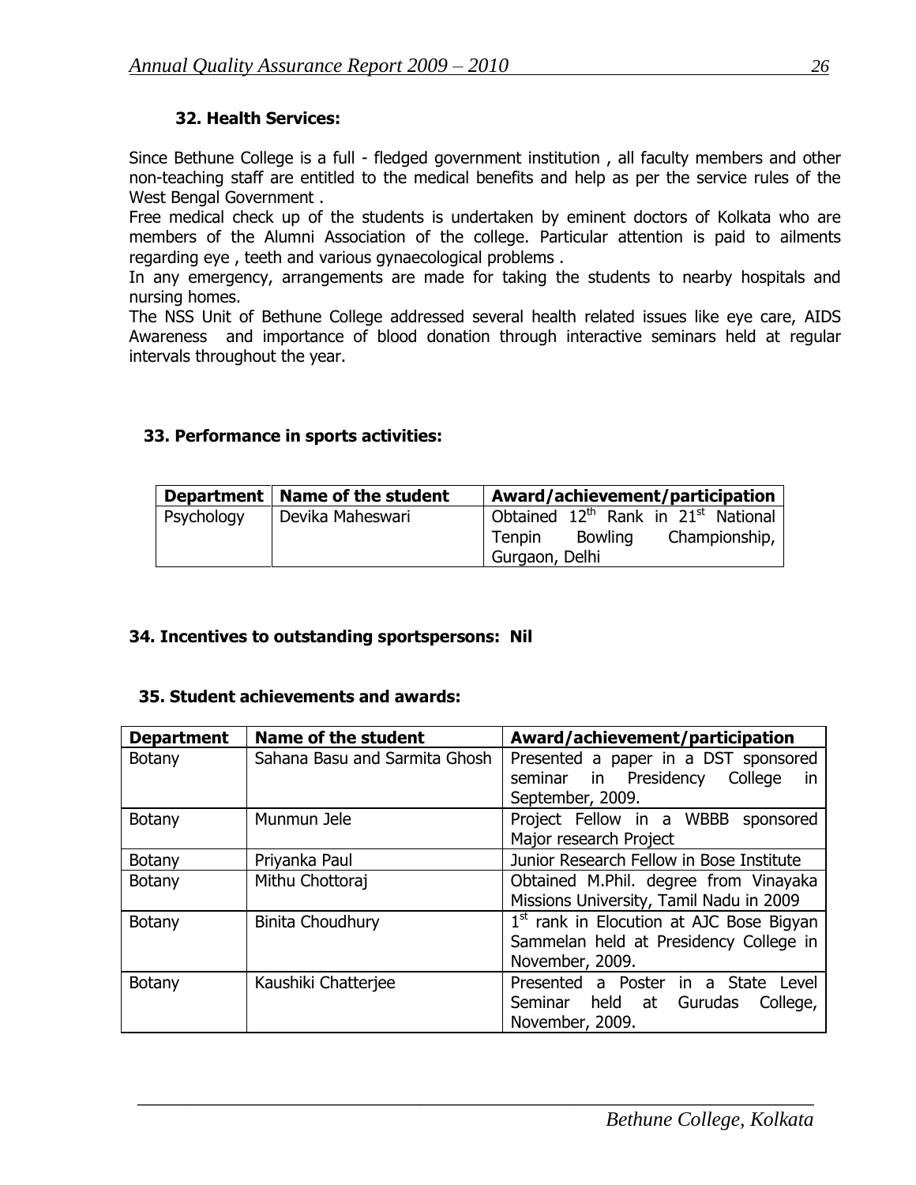### 32. Health Services:

Since Bethune College is a full - fledged government institution , all faculty members and other non-teaching staff are entitled to the medical benefits and help as per the service rules of the West Bengal Government .

Free medical check up of the students is undertaken by eminent doctors of Kolkata who are members of the Alumni Association of the college. Particular attention is paid to ailments regarding eye , teeth and various gynaecological problems .

In any emergency, arrangements are made for taking the students to nearby hospitals and nursing homes.

The NSS Unit of Bethune College addressed several health related issues like eye care, AIDS Awareness and importance of blood donation through interactive seminars held at regular intervals throughout the year.

### 33. Performance in sports activities:

| Department | Name of the student | Award/achievement/participation |
|---|---|---|
| Psychology | Devika Maheswari | Obtained 12th Rank in 21st National Tenpin Bowling Championship, Gurgaon, Delhi |

### 34. Incentives to outstanding sportspersons: Nil

### 35. Student achievements and awards:

| Department | Name of the student | Award/achievement/participation |
|---|---|---|
| Botany | Sahana Basu and Sarmita Ghosh | Presented a paper in a DST sponsored seminar in Presidency College in September, 2009. |
| Botany | Munmun Jele | Project Fellow in a WBBB sponsored Major research Project |
| Botany | Priyanka Paul | Junior Research Fellow in Bose Institute |
| Botany | Mithu Chottoraj | Obtained M.Phil. degree from Vinayaka Missions University, Tamil Nadu in 2009 |
| Botany | Binita Choudhury | 1st rank in Elocution at AJC Bose Bigyan Sammelan held at Presidency College in November, 2009. |
| Botany | Kaushiki Chatterjee | Presented a Poster in a State Level Seminar held at Gurudas College, November, 2009. |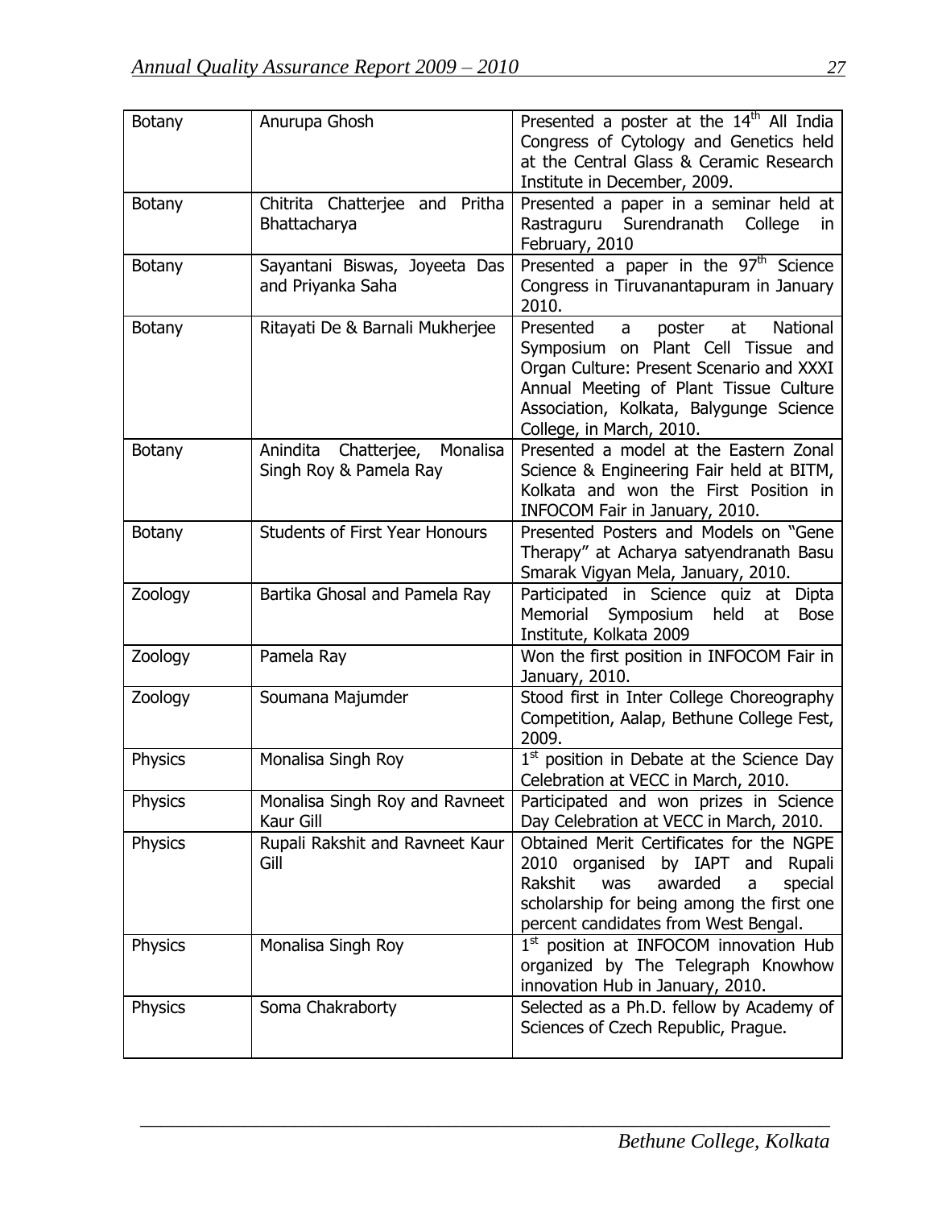| Botany | Anurupa Ghosh | Presented a poster at the 14th All India Congress of Cytology and Genetics held at the Central Glass & Ceramic Research Institute in December, 2009. |
|---|---|---|
| Botany | Chitrita Chatterjee and Pritha Bhattacharya | Presented a paper in a seminar held at Rastraguru Surendranath College in February, 2010 |
| Botany | Sayantani Biswas, Joyeeta Das and Priyanka Saha | Presented a paper in the 97th Science Congress in Tiruvanantapuram in January 2010. |
| Botany | Ritayati De & Barnali Mukherjee | Presented a poster at National Symposium on Plant Cell Tissue and Organ Culture: Present Scenario and XXXI Annual Meeting of Plant Tissue Culture Association, Kolkata, Balygunge Science College, in March, 2010. |
| Botany | Anindita Chatterjee, Monalisa Singh Roy & Pamela Ray | Presented a model at the Eastern Zonal Science & Engineering Fair held at BITM, Kolkata and won the First Position in INFOCOM Fair in January, 2010. |
| Botany | Students of First Year Honours | Presented Posters and Models on "Gene Therapy" at Acharya satyendranath Basu Smarak Vigyan Mela, January, 2010. |
| Zoology | Bartika Ghosal and Pamela Ray | Participated in Science quiz at Dipta Memorial Symposium held at Bose Institute, Kolkata 2009 |
| Zoology | Pamela Ray | Won the first position in INFOCOM Fair in January, 2010. |
| Zoology | Soumana Majumder | Stood first in Inter College Choreography Competition, Aalap, Bethune College Fest, 2009. |
| Physics | Monalisa Singh Roy | 1st position in Debate at the Science Day Celebration at VECC in March, 2010. |
| Physics | Monalisa Singh Roy and Ravneet Kaur Gill | Participated and won prizes in Science Day Celebration at VECC in March, 2010. |
| Physics | Rupali Rakshit and Ravneet Kaur Gill | Obtained Merit Certificates for the NGPE 2010 organised by IAPT and Rupali Rakshit was awarded a special scholarship for being among the first one percent candidates from West Bengal. |
| Physics | Monalisa Singh Roy | 1st position at INFOCOM innovation Hub organized by The Telegraph Knowhow innovation Hub in January, 2010. |
| Physics | Soma Chakraborty | Selected as a Ph.D. fellow by Academy of Sciences of Czech Republic, Prague. |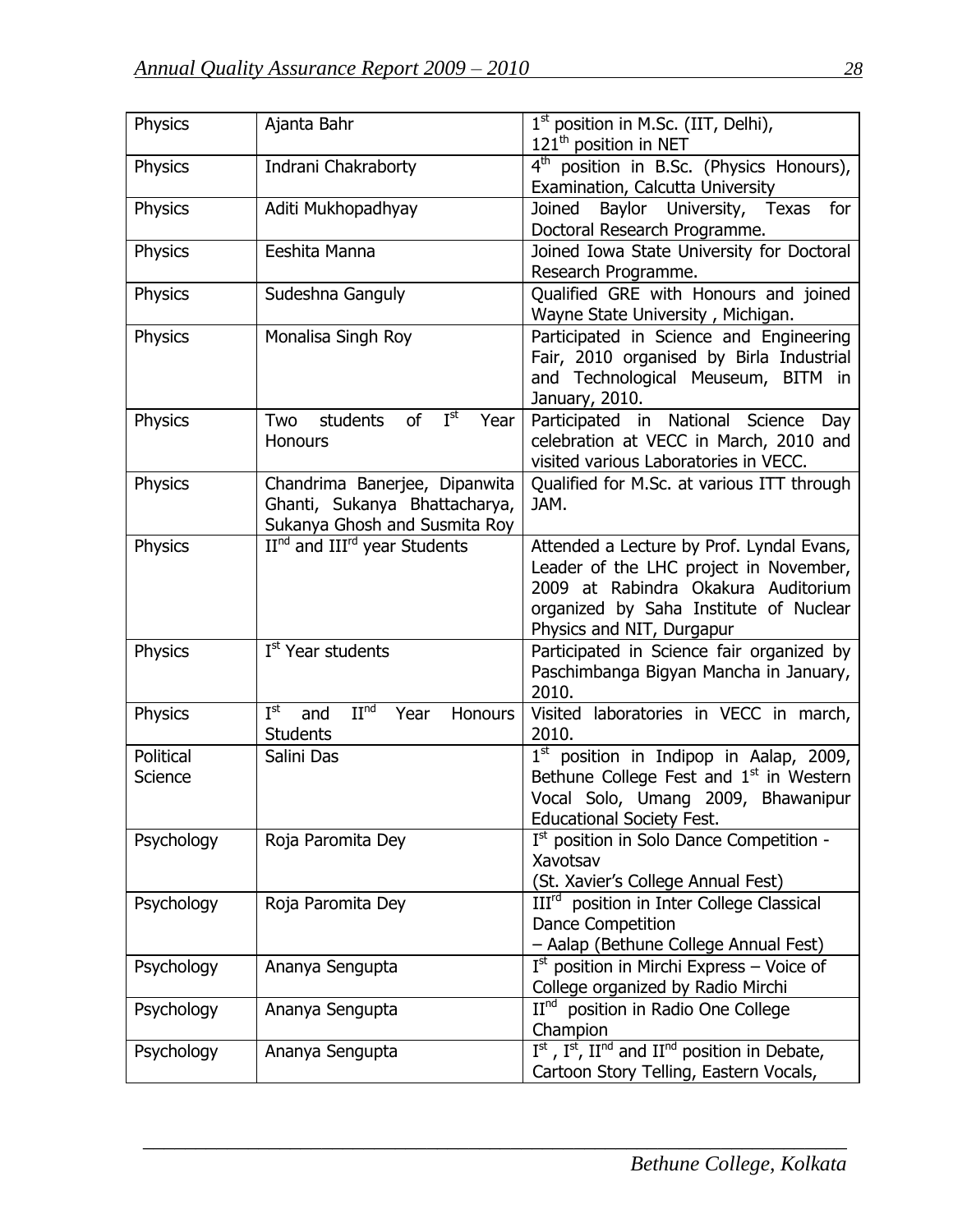| Physics | Ajanta Bahr | 1st position in M.Sc. (IIT, Delhi), 121th position in NET |
|---|---|---|
| Physics | Indrani Chakraborty | 4th position in B.Sc. (Physics Honours), Examination, Calcutta University |
| Physics | Aditi Mukhopadhyay | Joined Baylor University, Texas for Doctoral Research Programme. |
| Physics | Eeshita Manna | Joined Iowa State University for Doctoral Research Programme. |
| Physics | Sudeshna Ganguly | Qualified GRE with Honours and joined Wayne State University , Michigan. |
| Physics | Monalisa Singh Roy | Participated in Science and Engineering Fair, 2010 organised by Birla Industrial and Technological Meuseum, BITM in January, 2010. |
| Physics | Two students of Ist Year Honours | Participated in National Science Day celebration at VECC in March, 2010 and visited various Laboratories in VECC. |
| Physics | Chandrima Banerjee, Dipanwita Ghanti, Sukanya Bhattacharya, Sukanya Ghosh and Susmita Roy | Qualified for M.Sc. at various ITT through JAM. |
| Physics | IInd and IIIrd year Students | Attended a Lecture by Prof. Lyndal Evans, Leader of the LHC project in November, 2009 at Rabindra Okakura Auditorium organized by Saha Institute of Nuclear Physics and NIT, Durgapur |
| Physics | Ist Year students | Participated in Science fair organized by Paschimbanga Bigyan Mancha in January, 2010. |
| Physics | Ist and IInd Year Honours Students | Visited laboratories in VECC in march, 2010. |
| Political Science | Salini Das | 1st position in Indipop in Aalap, 2009, Bethune College Fest and 1st in Western Vocal Solo, Umang 2009, Bhawanipur Educational Society Fest. |
| Psychology | Roja Paromita Dey | Ist position in Solo Dance Competition - Xavotsav (St. Xavier's College Annual Fest) |
| Psychology | Roja Paromita Dey | IIIrd position in Inter College Classical Dance Competition – Aalap (Bethune College Annual Fest) |
| Psychology | Ananya Sengupta | Ist position in Mirchi Express – Voice of College organized by Radio Mirchi |
| Psychology | Ananya Sengupta | IInd position in Radio One College Champion |
| Psychology | Ananya Sengupta | Ist , Ist, IInd and IInd position in Debate, Cartoon Story Telling, Eastern Vocals, |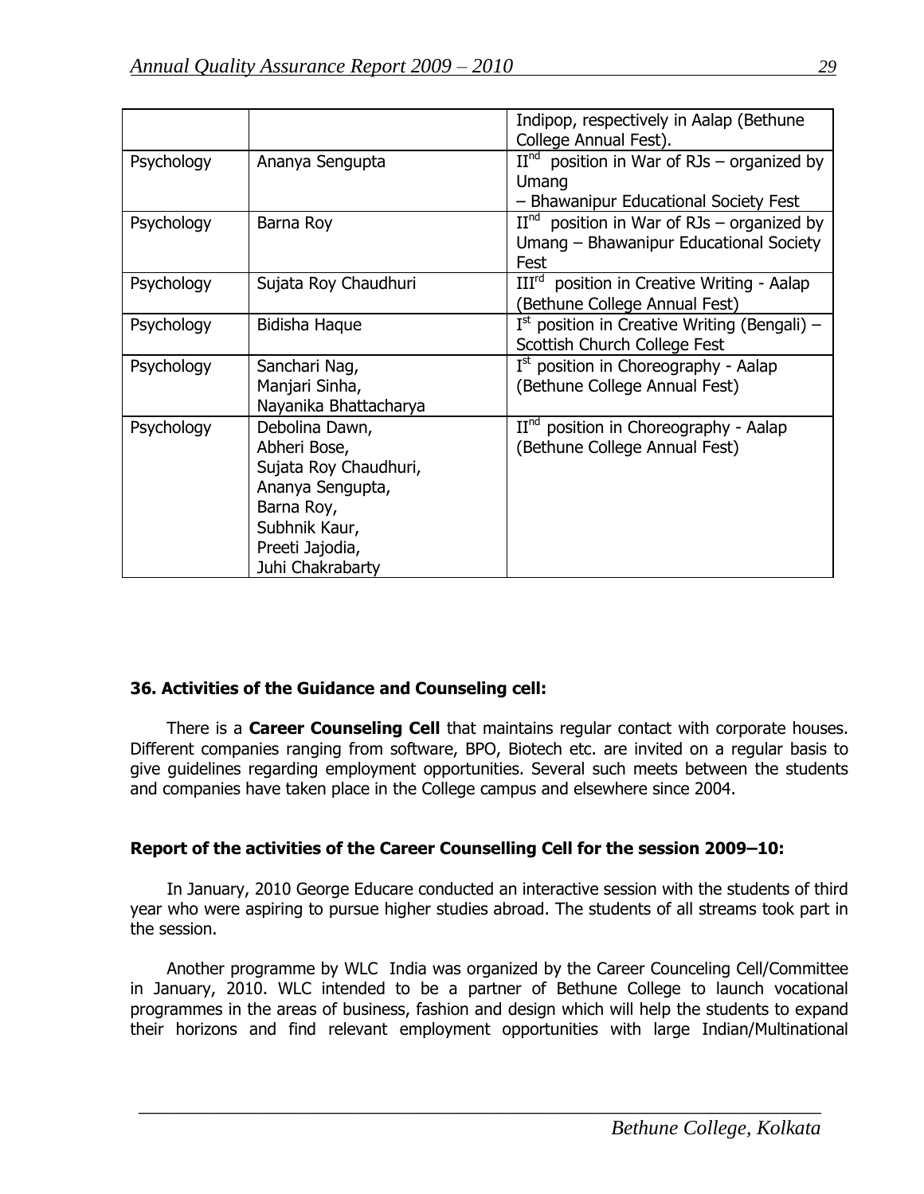| | | Indipop, respectively in Aalap (Bethune College Annual Fest). |
|---|---|---|
| Psychology | Ananya Sengupta | II[nd] position in War of RJs – organized by Umang – Bhawanipur Educational Society Fest |
| Psychology | Barna Roy | II[nd] position in War of RJs – organized by Umang – Bhawanipur Educational Society Fest |
| Psychology | Sujata Roy Chaudhuri | III[rd] position in Creative Writing - Aalap (Bethune College Annual Fest) |
| Psychology | Bidisha Haque | I[st] position in Creative Writing (Bengali) – Scottish Church College Fest |
| Psychology | Sanchari Nag, Manjari Sinha, Nayanika Bhattacharya | I[st] position in Choreography - Aalap (Bethune College Annual Fest) |
| Psychology | Debolina Dawn, Abheri Bose, Sujata Roy Chaudhuri, Ananya Sengupta, Barna Roy, Subhnik Kaur, Preeti Jajodia, Juhi Chakrabarty | II[nd] position in Choreography - Aalap (Bethune College Annual Fest) |

**36. Activities of the Guidance and Counseling cell:**

There is a **Career Counseling Cell** that maintains regular contact with corporate houses. Different companies ranging from software, BPO, Biotech etc. are invited on a regular basis to give guidelines regarding employment opportunities. Several such meets between the students and companies have taken place in the College campus and elsewhere since 2004.

**Report of the activities of the Career Counselling Cell for the session 2009–10:**

In January, 2010 George Educare conducted an interactive session with the students of third year who were aspiring to pursue higher studies abroad. The students of all streams took part in the session.

Another programme by WLC India was organized by the Career Counceling Cell/Committee in January, 2010. WLC intended to be a partner of Bethune College to launch vocational programmes in the areas of business, fashion and design which will help the students to expand their horizons and find relevant employment opportunities with large Indian/Multinational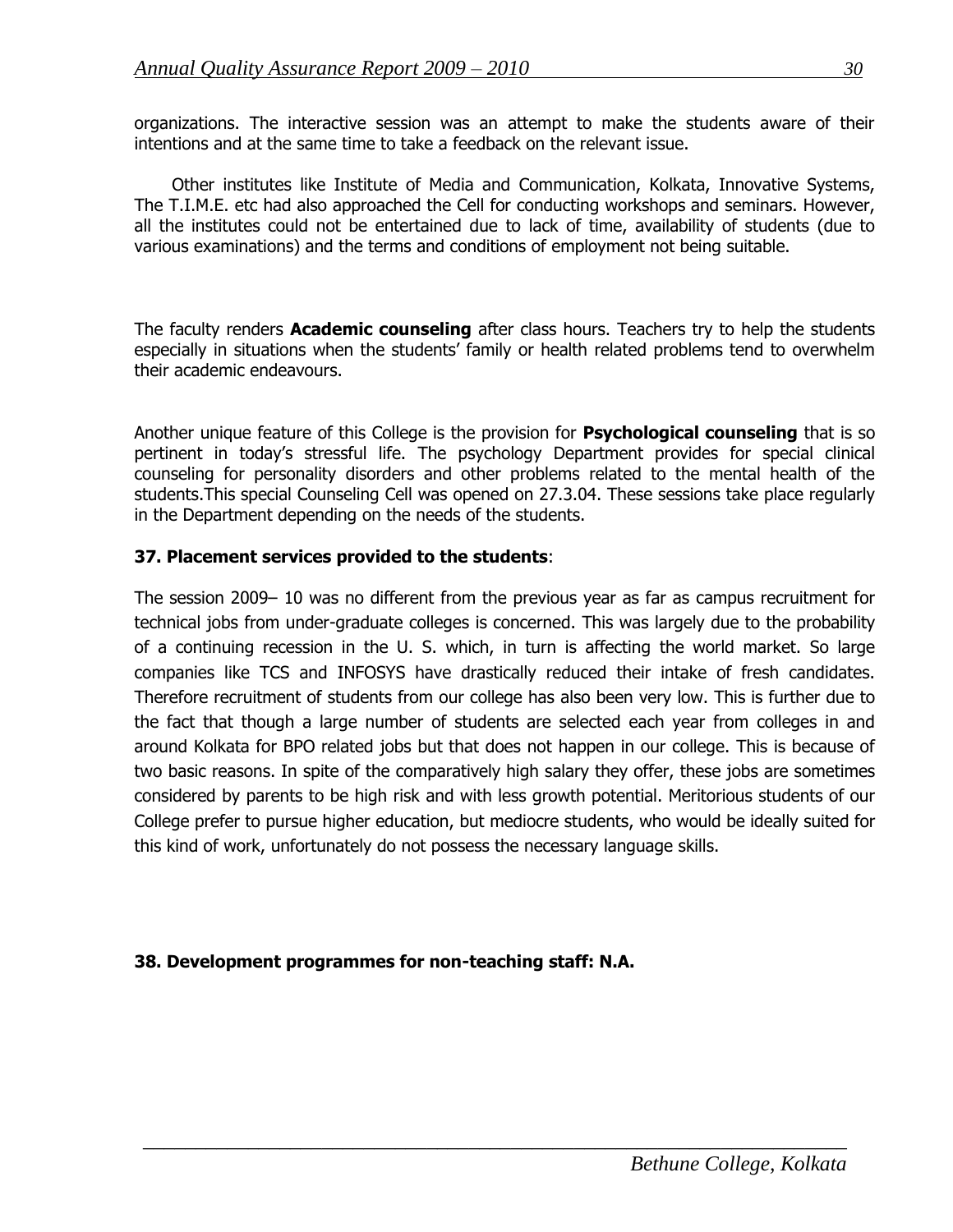organizations. The interactive session was an attempt to make the students aware of their intentions and at the same time to take a feedback on the relevant issue.

Other institutes like Institute of Media and Communication, Kolkata, Innovative Systems, The T.I.M.E. etc had also approached the Cell for conducting workshops and seminars. However, all the institutes could not be entertained due to lack of time, availability of students (due to various examinations) and the terms and conditions of employment not being suitable.

The faculty renders **Academic counseling** after class hours. Teachers try to help the students especially in situations when the students' family or health related problems tend to overwhelm their academic endeavours.

Another unique feature of this College is the provision for **Psychological counseling** that is so pertinent in today's stressful life. The psychology Department provides for special clinical counseling for personality disorders and other problems related to the mental health of the students.This special Counseling Cell was opened on 27.3.04. These sessions take place regularly in the Department depending on the needs of the students.

**37. Placement services provided to the students**:

The session 2009– 10 was no different from the previous year as far as campus recruitment for technical jobs from under-graduate colleges is concerned. This was largely due to the probability of a continuing recession in the U. S. which, in turn is affecting the world market. So large companies like TCS and INFOSYS have drastically reduced their intake of fresh candidates. Therefore recruitment of students from our college has also been very low. This is further due to the fact that though a large number of students are selected each year from colleges in and around Kolkata for BPO related jobs but that does not happen in our college. This is because of two basic reasons. In spite of the comparatively high salary they offer, these jobs are sometimes considered by parents to be high risk and with less growth potential. Meritorious students of our College prefer to pursue higher education, but mediocre students, who would be ideally suited for this kind of work, unfortunately do not possess the necessary language skills.

**38. Development programmes for non-teaching staff: N.A.**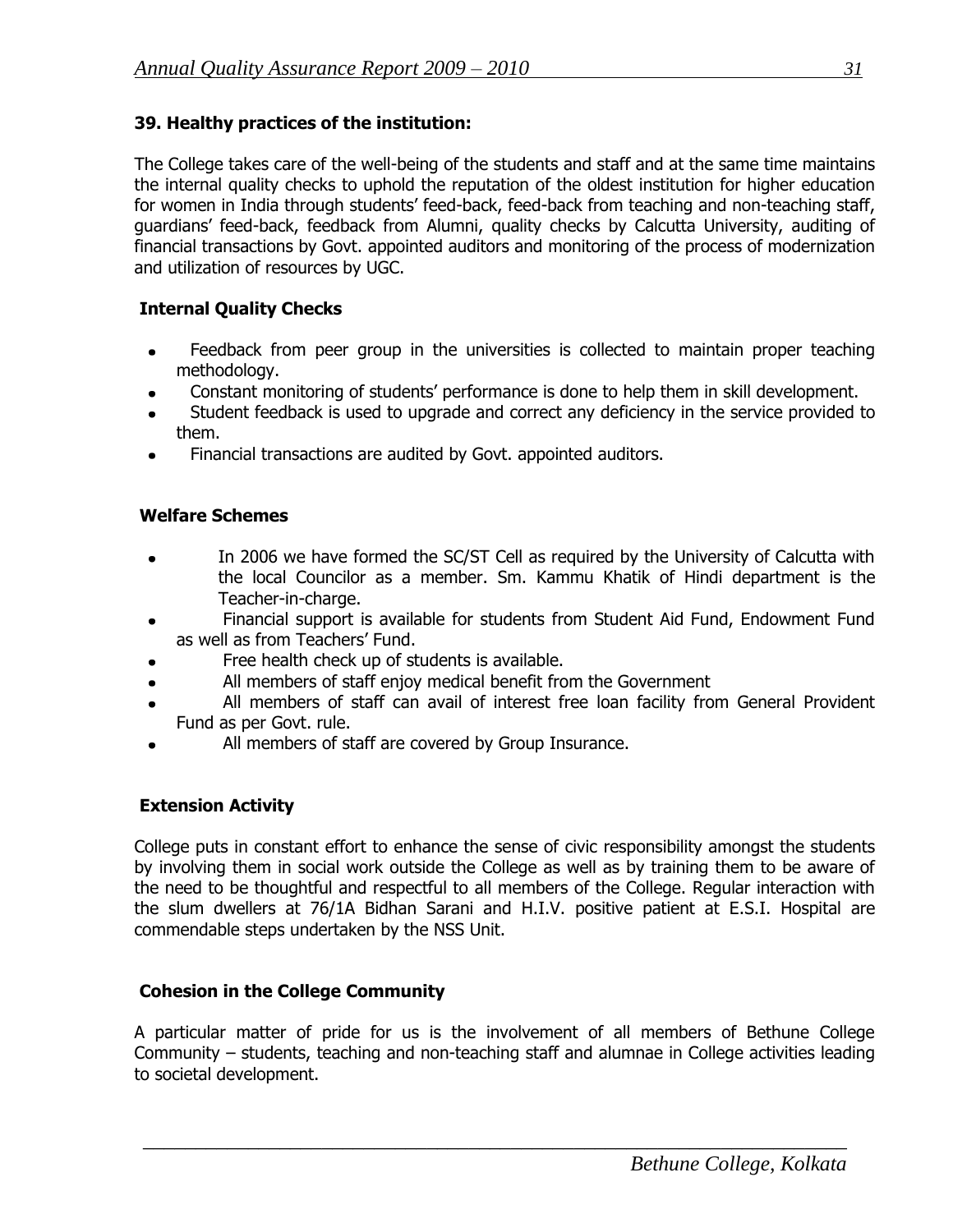### 39. Healthy practices of the institution:

The College takes care of the well-being of the students and staff and at the same time maintains the internal quality checks to uphold the reputation of the oldest institution for higher education for women in India through students' feed-back, feed-back from teaching and non-teaching staff, guardians' feed-back, feedback from Alumni, quality checks by Calcutta University, auditing of financial transactions by Govt. appointed auditors and monitoring of the process of modernization and utilization of resources by UGC.

#### Internal Quality Checks

- Feedback from peer group in the universities is collected to maintain proper teaching methodology.
- Constant monitoring of students' performance is done to help them in skill development.
- Student feedback is used to upgrade and correct any deficiency in the service provided to them.
- Financial transactions are audited by Govt. appointed auditors.

#### Welfare Schemes

- In 2006 we have formed the SC/ST Cell as required by the University of Calcutta with the local Councilor as a member. Sm. Kammu Khatik of Hindi department is the Teacher-in-charge.
- Financial support is available for students from Student Aid Fund, Endowment Fund as well as from Teachers' Fund.
- Free health check up of students is available.
- All members of staff enjoy medical benefit from the Government
- All members of staff can avail of interest free loan facility from General Provident Fund as per Govt. rule.
- All members of staff are covered by Group Insurance.

#### Extension Activity

College puts in constant effort to enhance the sense of civic responsibility amongst the students by involving them in social work outside the College as well as by training them to be aware of the need to be thoughtful and respectful to all members of the College. Regular interaction with the slum dwellers at 76/1A Bidhan Sarani and H.I.V. positive patient at E.S.I. Hospital are commendable steps undertaken by the NSS Unit.

#### Cohesion in the College Community

A particular matter of pride for us is the involvement of all members of Bethune College Community – students, teaching and non-teaching staff and alumnae in College activities leading to societal development.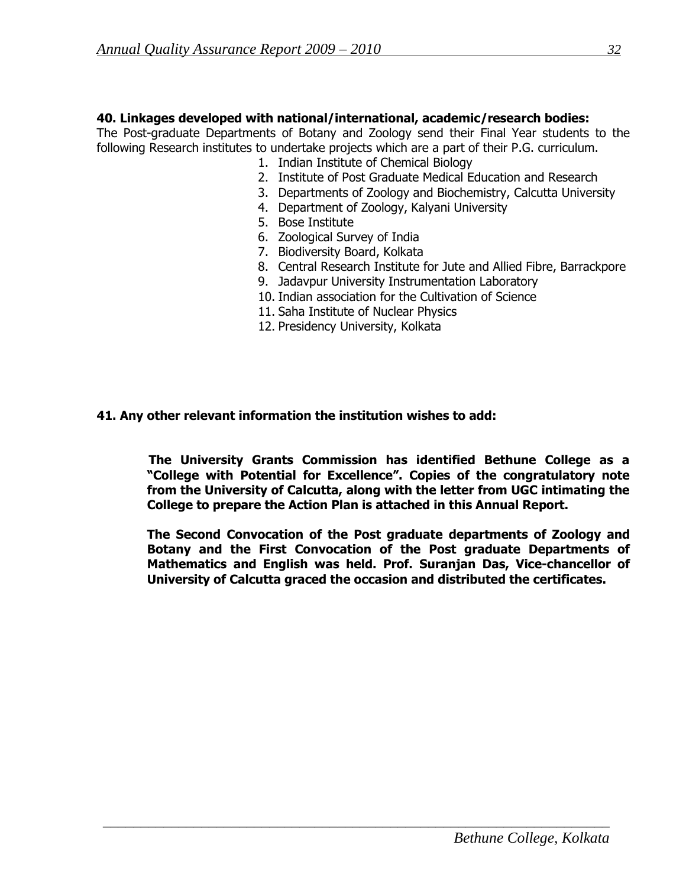**40. Linkages developed with national/international, academic/research bodies:**

The Post-graduate Departments of Botany and Zoology send their Final Year students to the following Research institutes to undertake projects which are a part of their P.G. curriculum.

1. Indian Institute of Chemical Biology
2. Institute of Post Graduate Medical Education and Research
3. Departments of Zoology and Biochemistry, Calcutta University
4. Department of Zoology, Kalyani University
5. Bose Institute
6. Zoological Survey of India
7. Biodiversity Board, Kolkata
8. Central Research Institute for Jute and Allied Fibre, Barrackpore
9. Jadavpur University Instrumentation Laboratory
10. Indian association for the Cultivation of Science
11. Saha Institute of Nuclear Physics
12. Presidency University, Kolkata

**41. Any other relevant information the institution wishes to add:**

**The University Grants Commission has identified Bethune College as a "College with Potential for Excellence". Copies of the congratulatory note from the University of Calcutta, along with the letter from UGC intimating the College to prepare the Action Plan is attached in this Annual Report.**

**The Second Convocation of the Post graduate departments of Zoology and Botany and the First Convocation of the Post graduate Departments of Mathematics and English was held. Prof. Suranjan Das, Vice-chancellor of University of Calcutta graced the occasion and distributed the certificates.**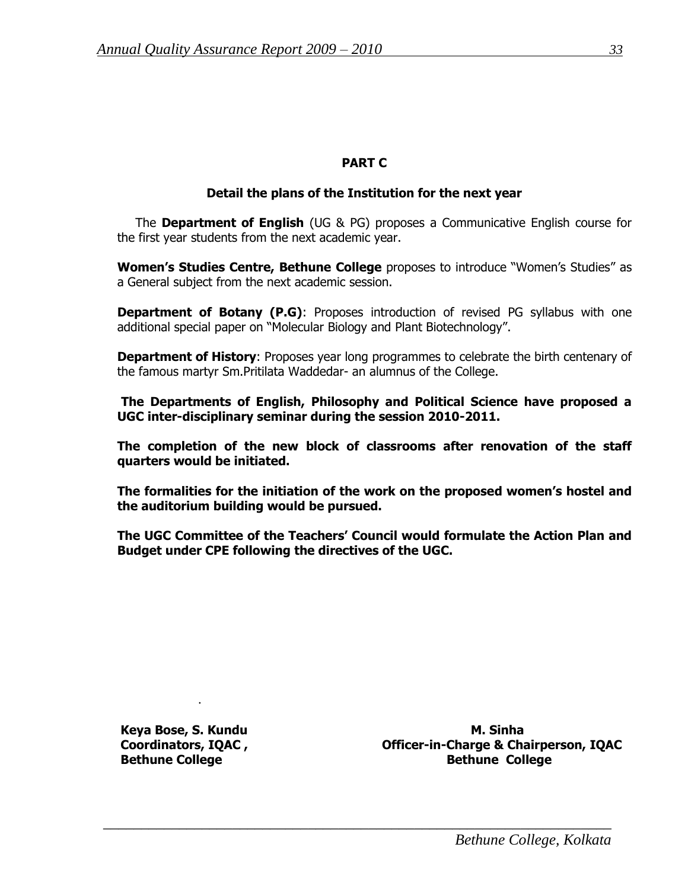## PART C

### Detail the plans of the Institution for the next year

The **Department of English** (UG & PG) proposes a Communicative English course for the first year students from the next academic year.

**Women's Studies Centre, Bethune College** proposes to introduce "Women's Studies" as a General subject from the next academic session.

**Department of Botany (P.G)**: Proposes introduction of revised PG syllabus with one additional special paper on "Molecular Biology and Plant Biotechnology".

**Department of History**: Proposes year long programmes to celebrate the birth centenary of the famous martyr Sm.Pritilata Waddedar- an alumnus of the College.

**The Departments of English, Philosophy and Political Science have proposed a UGC inter-disciplinary seminar during the session 2010-2011.**

**The completion of the new block of classrooms after renovation of the staff quarters would be initiated.**

**The formalities for the initiation of the work on the proposed women's hostel and the auditorium building would be pursued.**

**The UGC Committee of the Teachers' Council would formulate the Action Plan and Budget under CPE following the directives of the UGC.**

**Keya Bose, S. Kundu**
**Coordinators, IQAC ,**
**Bethune College**

**M. Sinha**
**Officer-in-Charge & Chairperson, IQAC**
**Bethune College**